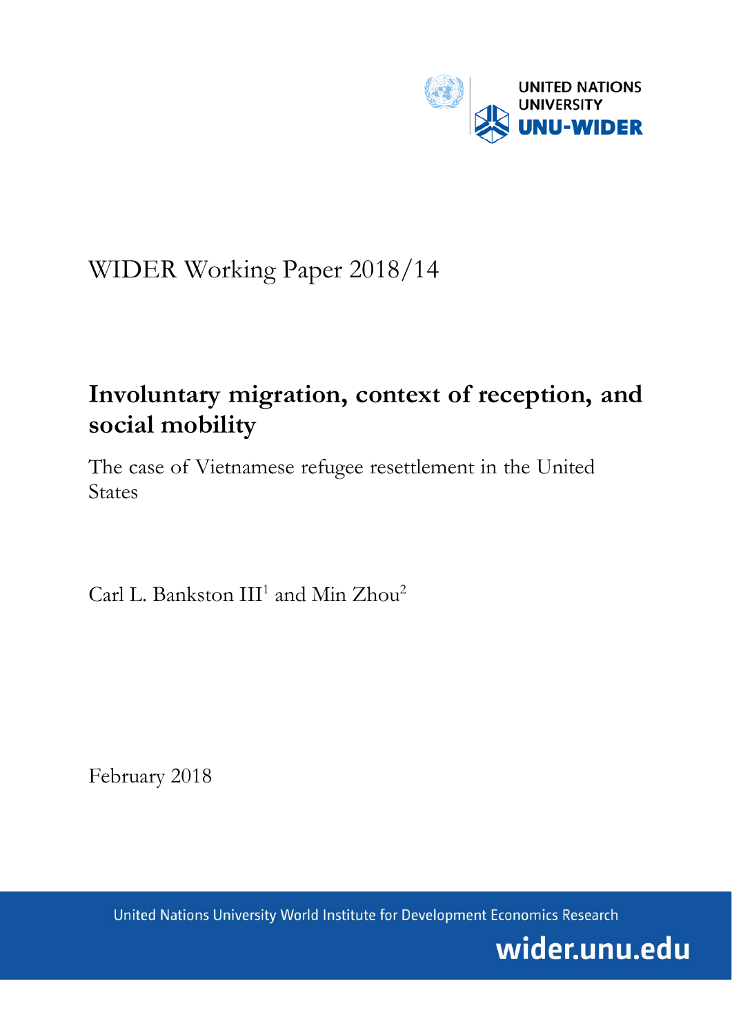UNITED NATIONS UNIVERSITY

UNU-WIDER

WIDER Working Paper 2018/14

# Involuntary migration, context of reception, and social mobility

The case of Vietnamese refugee resettlement in the United States

Carl L. Bankston III[1] and Min Zhou[2]

February 2018

United Nations University World Institute for Development Economics Research

wider.unu.edu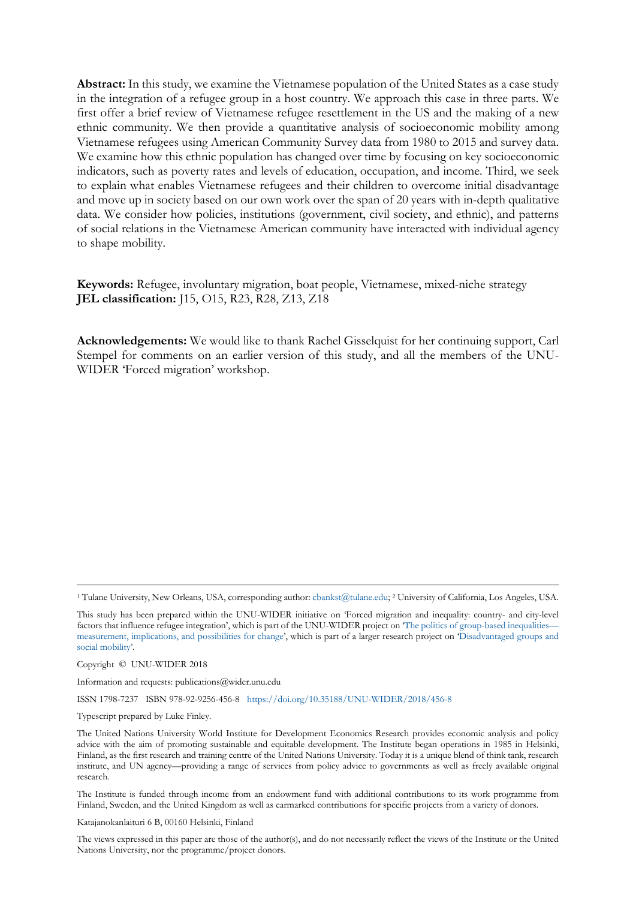**Abstract:** In this study, we examine the Vietnamese population of the United States as a case study in the integration of a refugee group in a host country. We approach this case in three parts. We first offer a brief review of Vietnamese refugee resettlement in the US and the making of a new ethnic community. We then provide a quantitative analysis of socioeconomic mobility among Vietnamese refugees using American Community Survey data from 1980 to 2015 and survey data. We examine how this ethnic population has changed over time by focusing on key socioeconomic indicators, such as poverty rates and levels of education, occupation, and income. Third, we seek to explain what enables Vietnamese refugees and their children to overcome initial disadvantage and move up in society based on our own work over the span of 20 years with in-depth qualitative data. We consider how policies, institutions (government, civil society, and ethnic), and patterns of social relations in the Vietnamese American community have interacted with individual agency to shape mobility.

**Keywords:** Refugee, involuntary migration, boat people, Vietnamese, mixed-niche strategy
**JEL classification:** J15, O15, R23, R28, Z13, Z18

**Acknowledgements:** We would like to thank Rachel Gisselquist for her continuing support, Carl Stempel for comments on an earlier version of this study, and all the members of the UNU-WIDER 'Forced migration' workshop.

---

[1] Tulane University, New Orleans, USA, corresponding author: cbankst@tulane.edu; [2] University of California, Los Angeles, USA.

This study has been prepared within the UNU-WIDER initiative on 'Forced migration and inequality: country- and city-level factors that influence refugee integration', which is part of the UNU-WIDER project on 'The politics of group-based inequalities—measurement, implications, and possibilities for change', which is part of a larger research project on 'Disadvantaged groups and social mobility'.

Copyright © UNU-WIDER 2018

Information and requests: publications@wider.unu.edu

ISSN 1798-7237 ISBN 978-92-9256-456-8 https://doi.org/10.35188/UNU-WIDER/2018/456-8

Typescript prepared by Luke Finley.

The United Nations University World Institute for Development Economics Research provides economic analysis and policy advice with the aim of promoting sustainable and equitable development. The Institute began operations in 1985 in Helsinki, Finland, as the first research and training centre of the United Nations University. Today it is a unique blend of think tank, research institute, and UN agency—providing a range of services from policy advice to governments as well as freely available original research.

The Institute is funded through income from an endowment fund with additional contributions to its work programme from Finland, Sweden, and the United Kingdom as well as earmarked contributions for specific projects from a variety of donors.

Katajanokanlaituri 6 B, 00160 Helsinki, Finland

The views expressed in this paper are those of the author(s), and do not necessarily reflect the views of the Institute or the United Nations University, nor the programme/project donors.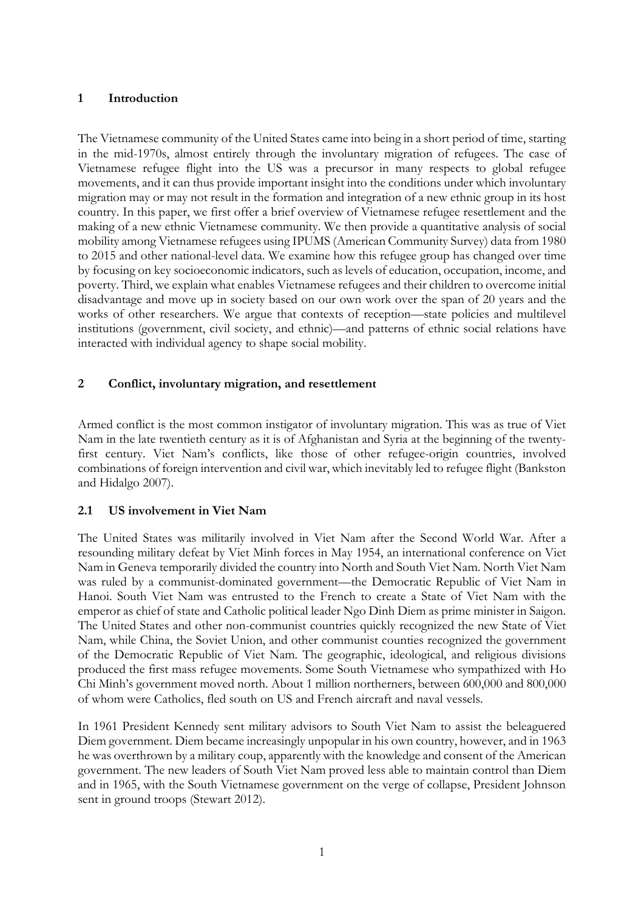## 1 Introduction

The Vietnamese community of the United States came into being in a short period of time, starting in the mid-1970s, almost entirely through the involuntary migration of refugees. The case of Vietnamese refugee flight into the US was a precursor in many respects to global refugee movements, and it can thus provide important insight into the conditions under which involuntary migration may or may not result in the formation and integration of a new ethnic group in its host country. In this paper, we first offer a brief overview of Vietnamese refugee resettlement and the making of a new ethnic Vietnamese community. We then provide a quantitative analysis of social mobility among Vietnamese refugees using IPUMS (American Community Survey) data from 1980 to 2015 and other national-level data. We examine how this refugee group has changed over time by focusing on key socioeconomic indicators, such as levels of education, occupation, income, and poverty. Third, we explain what enables Vietnamese refugees and their children to overcome initial disadvantage and move up in society based on our own work over the span of 20 years and the works of other researchers. We argue that contexts of reception—state policies and multilevel institutions (government, civil society, and ethnic)—and patterns of ethnic social relations have interacted with individual agency to shape social mobility.

## 2 Conflict, involuntary migration, and resettlement

Armed conflict is the most common instigator of involuntary migration. This was as true of Viet Nam in the late twentieth century as it is of Afghanistan and Syria at the beginning of the twenty-first century. Viet Nam's conflicts, like those of other refugee-origin countries, involved combinations of foreign intervention and civil war, which inevitably led to refugee flight (Bankston and Hidalgo 2007).

### 2.1 US involvement in Viet Nam

The United States was militarily involved in Viet Nam after the Second World War. After a resounding military defeat by Viet Minh forces in May 1954, an international conference on Viet Nam in Geneva temporarily divided the country into North and South Viet Nam. North Viet Nam was ruled by a communist-dominated government—the Democratic Republic of Viet Nam in Hanoi. South Viet Nam was entrusted to the French to create a State of Viet Nam with the emperor as chief of state and Catholic political leader Ngo Dinh Diem as prime minister in Saigon. The United States and other non-communist countries quickly recognized the new State of Viet Nam, while China, the Soviet Union, and other communist counties recognized the government of the Democratic Republic of Viet Nam. The geographic, ideological, and religious divisions produced the first mass refugee movements. Some South Vietnamese who sympathized with Ho Chi Minh's government moved north. About 1 million northerners, between 600,000 and 800,000 of whom were Catholics, fled south on US and French aircraft and naval vessels.

In 1961 President Kennedy sent military advisors to South Viet Nam to assist the beleaguered Diem government. Diem became increasingly unpopular in his own country, however, and in 1963 he was overthrown by a military coup, apparently with the knowledge and consent of the American government. The new leaders of South Viet Nam proved less able to maintain control than Diem and in 1965, with the South Vietnamese government on the verge of collapse, President Johnson sent in ground troops (Stewart 2012).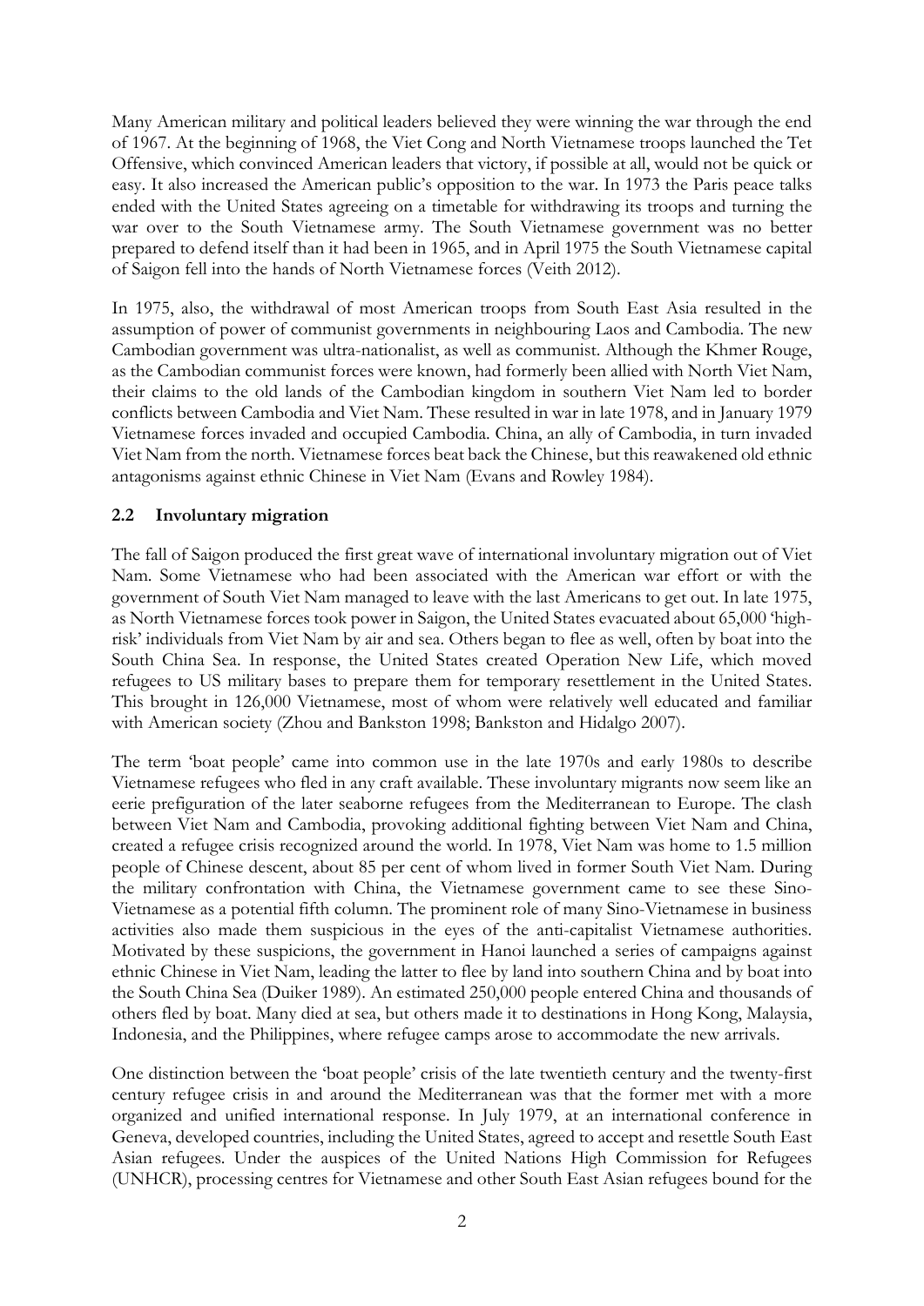Many American military and political leaders believed they were winning the war through the end of 1967. At the beginning of 1968, the Viet Cong and North Vietnamese troops launched the Tet Offensive, which convinced American leaders that victory, if possible at all, would not be quick or easy. It also increased the American public's opposition to the war. In 1973 the Paris peace talks ended with the United States agreeing on a timetable for withdrawing its troops and turning the war over to the South Vietnamese army. The South Vietnamese government was no better prepared to defend itself than it had been in 1965, and in April 1975 the South Vietnamese capital of Saigon fell into the hands of North Vietnamese forces (Veith 2012).

In 1975, also, the withdrawal of most American troops from South East Asia resulted in the assumption of power of communist governments in neighbouring Laos and Cambodia. The new Cambodian government was ultra-nationalist, as well as communist. Although the Khmer Rouge, as the Cambodian communist forces were known, had formerly been allied with North Viet Nam, their claims to the old lands of the Cambodian kingdom in southern Viet Nam led to border conflicts between Cambodia and Viet Nam. These resulted in war in late 1978, and in January 1979 Vietnamese forces invaded and occupied Cambodia. China, an ally of Cambodia, in turn invaded Viet Nam from the north. Vietnamese forces beat back the Chinese, but this reawakened old ethnic antagonisms against ethnic Chinese in Viet Nam (Evans and Rowley 1984).

## 2.2 Involuntary migration

The fall of Saigon produced the first great wave of international involuntary migration out of Viet Nam. Some Vietnamese who had been associated with the American war effort or with the government of South Viet Nam managed to leave with the last Americans to get out. In late 1975, as North Vietnamese forces took power in Saigon, the United States evacuated about 65,000 'high-risk' individuals from Viet Nam by air and sea. Others began to flee as well, often by boat into the South China Sea. In response, the United States created Operation New Life, which moved refugees to US military bases to prepare them for temporary resettlement in the United States. This brought in 126,000 Vietnamese, most of whom were relatively well educated and familiar with American society (Zhou and Bankston 1998; Bankston and Hidalgo 2007).

The term 'boat people' came into common use in the late 1970s and early 1980s to describe Vietnamese refugees who fled in any craft available. These involuntary migrants now seem like an eerie prefiguration of the later seaborne refugees from the Mediterranean to Europe. The clash between Viet Nam and Cambodia, provoking additional fighting between Viet Nam and China, created a refugee crisis recognized around the world. In 1978, Viet Nam was home to 1.5 million people of Chinese descent, about 85 per cent of whom lived in former South Viet Nam. During the military confrontation with China, the Vietnamese government came to see these Sino-Vietnamese as a potential fifth column. The prominent role of many Sino-Vietnamese in business activities also made them suspicious in the eyes of the anti-capitalist Vietnamese authorities. Motivated by these suspicions, the government in Hanoi launched a series of campaigns against ethnic Chinese in Viet Nam, leading the latter to flee by land into southern China and by boat into the South China Sea (Duiker 1989). An estimated 250,000 people entered China and thousands of others fled by boat. Many died at sea, but others made it to destinations in Hong Kong, Malaysia, Indonesia, and the Philippines, where refugee camps arose to accommodate the new arrivals.

One distinction between the 'boat people' crisis of the late twentieth century and the twenty-first century refugee crisis in and around the Mediterranean was that the former met with a more organized and unified international response. In July 1979, at an international conference in Geneva, developed countries, including the United States, agreed to accept and resettle South East Asian refugees. Under the auspices of the United Nations High Commission for Refugees (UNHCR), processing centres for Vietnamese and other South East Asian refugees bound for the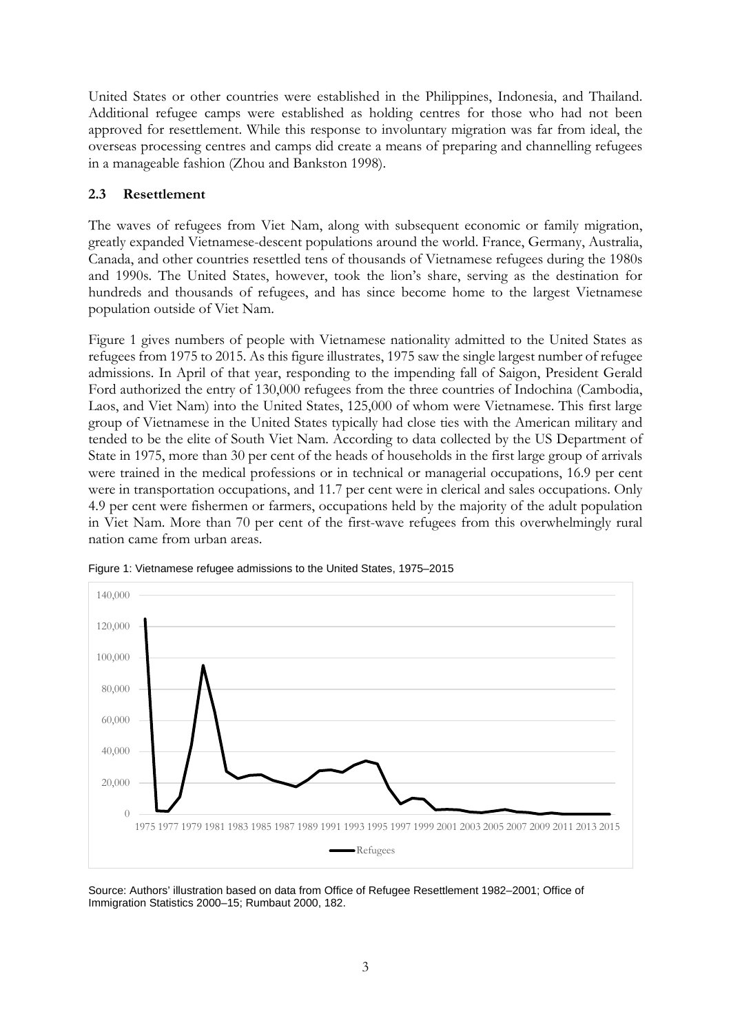United States or other countries were established in the Philippines, Indonesia, and Thailand. Additional refugee camps were established as holding centres for those who had not been approved for resettlement. While this response to involuntary migration was far from ideal, the overseas processing centres and camps did create a means of preparing and channelling refugees in a manageable fashion (Zhou and Bankston 1998).

### 2.3 Resettlement

The waves of refugees from Viet Nam, along with subsequent economic or family migration, greatly expanded Vietnamese-descent populations around the world. France, Germany, Australia, Canada, and other countries resettled tens of thousands of Vietnamese refugees during the 1980s and 1990s. The United States, however, took the lion's share, serving as the destination for hundreds and thousands of refugees, and has since become home to the largest Vietnamese population outside of Viet Nam.

Figure 1 gives numbers of people with Vietnamese nationality admitted to the United States as refugees from 1975 to 2015. As this figure illustrates, 1975 saw the single largest number of refugee admissions. In April of that year, responding to the impending fall of Saigon, President Gerald Ford authorized the entry of 130,000 refugees from the three countries of Indochina (Cambodia, Laos, and Viet Nam) into the United States, 125,000 of whom were Vietnamese. This first large group of Vietnamese in the United States typically had close ties with the American military and tended to be the elite of South Viet Nam. According to data collected by the US Department of State in 1975, more than 30 per cent of the heads of households in the first large group of arrivals were trained in the medical professions or in technical or managerial occupations, 16.9 per cent were in transportation occupations, and 11.7 per cent were in clerical and sales occupations. Only 4.9 per cent were fishermen or farmers, occupations held by the majority of the adult population in Viet Nam. More than 70 per cent of the first-wave refugees from this overwhelmingly rural nation came from urban areas.

Figure 1: Vietnamese refugee admissions to the United States, 1975–2015

Source: Authors' illustration based on data from Office of Refugee Resettlement 1982–2001; Office of Immigration Statistics 2000–15; Rumbaut 2000, 182.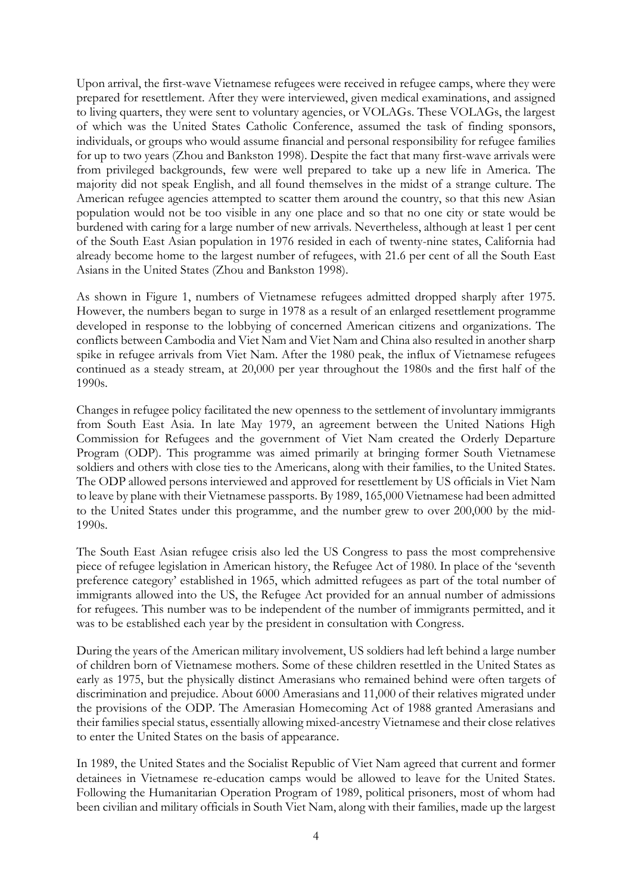Upon arrival, the first-wave Vietnamese refugees were received in refugee camps, where they were prepared for resettlement. After they were interviewed, given medical examinations, and assigned to living quarters, they were sent to voluntary agencies, or VOLAGs. These VOLAGs, the largest of which was the United States Catholic Conference, assumed the task of finding sponsors, individuals, or groups who would assume financial and personal responsibility for refugee families for up to two years (Zhou and Bankston 1998). Despite the fact that many first-wave arrivals were from privileged backgrounds, few were well prepared to take up a new life in America. The majority did not speak English, and all found themselves in the midst of a strange culture. The American refugee agencies attempted to scatter them around the country, so that this new Asian population would not be too visible in any one place and so that no one city or state would be burdened with caring for a large number of new arrivals. Nevertheless, although at least 1 per cent of the South East Asian population in 1976 resided in each of twenty-nine states, California had already become home to the largest number of refugees, with 21.6 per cent of all the South East Asians in the United States (Zhou and Bankston 1998).

As shown in Figure 1, numbers of Vietnamese refugees admitted dropped sharply after 1975. However, the numbers began to surge in 1978 as a result of an enlarged resettlement programme developed in response to the lobbying of concerned American citizens and organizations. The conflicts between Cambodia and Viet Nam and Viet Nam and China also resulted in another sharp spike in refugee arrivals from Viet Nam. After the 1980 peak, the influx of Vietnamese refugees continued as a steady stream, at 20,000 per year throughout the 1980s and the first half of the 1990s.

Changes in refugee policy facilitated the new openness to the settlement of involuntary immigrants from South East Asia. In late May 1979, an agreement between the United Nations High Commission for Refugees and the government of Viet Nam created the Orderly Departure Program (ODP). This programme was aimed primarily at bringing former South Vietnamese soldiers and others with close ties to the Americans, along with their families, to the United States. The ODP allowed persons interviewed and approved for resettlement by US officials in Viet Nam to leave by plane with their Vietnamese passports. By 1989, 165,000 Vietnamese had been admitted to the United States under this programme, and the number grew to over 200,000 by the mid-1990s.

The South East Asian refugee crisis also led the US Congress to pass the most comprehensive piece of refugee legislation in American history, the Refugee Act of 1980. In place of the 'seventh preference category' established in 1965, which admitted refugees as part of the total number of immigrants allowed into the US, the Refugee Act provided for an annual number of admissions for refugees. This number was to be independent of the number of immigrants permitted, and it was to be established each year by the president in consultation with Congress.

During the years of the American military involvement, US soldiers had left behind a large number of children born of Vietnamese mothers. Some of these children resettled in the United States as early as 1975, but the physically distinct Amerasians who remained behind were often targets of discrimination and prejudice. About 6000 Amerasians and 11,000 of their relatives migrated under the provisions of the ODP. The Amerasian Homecoming Act of 1988 granted Amerasians and their families special status, essentially allowing mixed-ancestry Vietnamese and their close relatives to enter the United States on the basis of appearance.

In 1989, the United States and the Socialist Republic of Viet Nam agreed that current and former detainees in Vietnamese re-education camps would be allowed to leave for the United States. Following the Humanitarian Operation Program of 1989, political prisoners, most of whom had been civilian and military officials in South Viet Nam, along with their families, made up the largest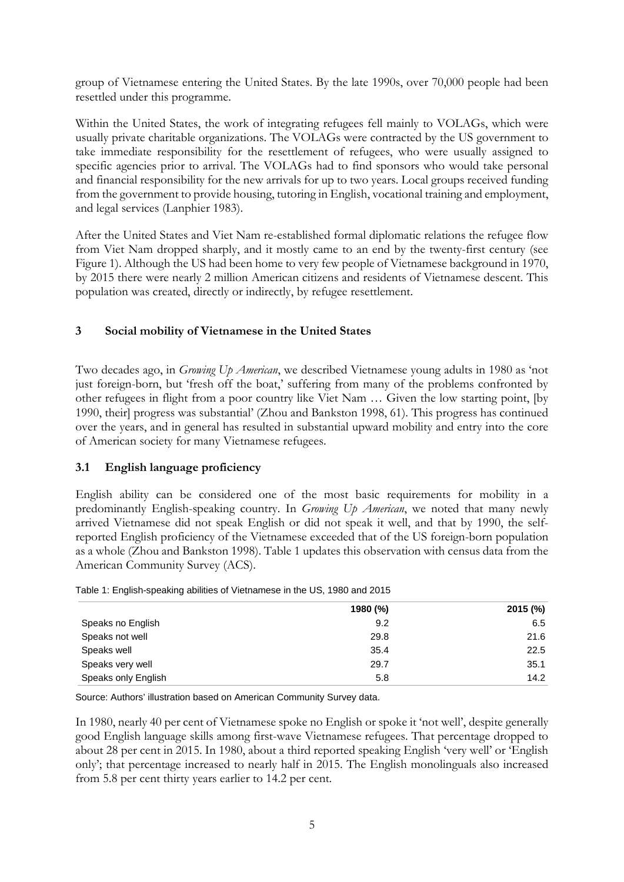group of Vietnamese entering the United States. By the late 1990s, over 70,000 people had been resettled under this programme.

Within the United States, the work of integrating refugees fell mainly to VOLAGs, which were usually private charitable organizations. The VOLAGs were contracted by the US government to take immediate responsibility for the resettlement of refugees, who were usually assigned to specific agencies prior to arrival. The VOLAGs had to find sponsors who would take personal and financial responsibility for the new arrivals for up to two years. Local groups received funding from the government to provide housing, tutoring in English, vocational training and employment, and legal services (Lanphier 1983).

After the United States and Viet Nam re-established formal diplomatic relations the refugee flow from Viet Nam dropped sharply, and it mostly came to an end by the twenty-first century (see Figure 1). Although the US had been home to very few people of Vietnamese background in 1970, by 2015 there were nearly 2 million American citizens and residents of Vietnamese descent. This population was created, directly or indirectly, by refugee resettlement.

## 3 Social mobility of Vietnamese in the United States

Two decades ago, in *Growing Up American*, we described Vietnamese young adults in 1980 as 'not just foreign-born, but 'fresh off the boat,' suffering from many of the problems confronted by other refugees in flight from a poor country like Viet Nam … Given the low starting point, [by 1990, their] progress was substantial' (Zhou and Bankston 1998, 61). This progress has continued over the years, and in general has resulted in substantial upward mobility and entry into the core of American society for many Vietnamese refugees.

### 3.1 English language proficiency

English ability can be considered one of the most basic requirements for mobility in a predominantly English-speaking country. In *Growing Up American*, we noted that many newly arrived Vietnamese did not speak English or did not speak it well, and that by 1990, the self-reported English proficiency of the Vietnamese exceeded that of the US foreign-born population as a whole (Zhou and Bankston 1998). Table 1 updates this observation with census data from the American Community Survey (ACS).

Table 1: English-speaking abilities of Vietnamese in the US, 1980 and 2015

| | 1980 (%) | 2015 (%) |
|---|---|---|
| Speaks no English | 9.2 | 6.5 |
| Speaks not well | 29.8 | 21.6 |
| Speaks well | 35.4 | 22.5 |
| Speaks very well | 29.7 | 35.1 |
| Speaks only English | 5.8 | 14.2 |

Source: Authors' illustration based on American Community Survey data.

In 1980, nearly 40 per cent of Vietnamese spoke no English or spoke it 'not well', despite generally good English language skills among first-wave Vietnamese refugees. That percentage dropped to about 28 per cent in 2015. In 1980, about a third reported speaking English 'very well' or 'English only'; that percentage increased to nearly half in 2015. The English monolinguals also increased from 5.8 per cent thirty years earlier to 14.2 per cent.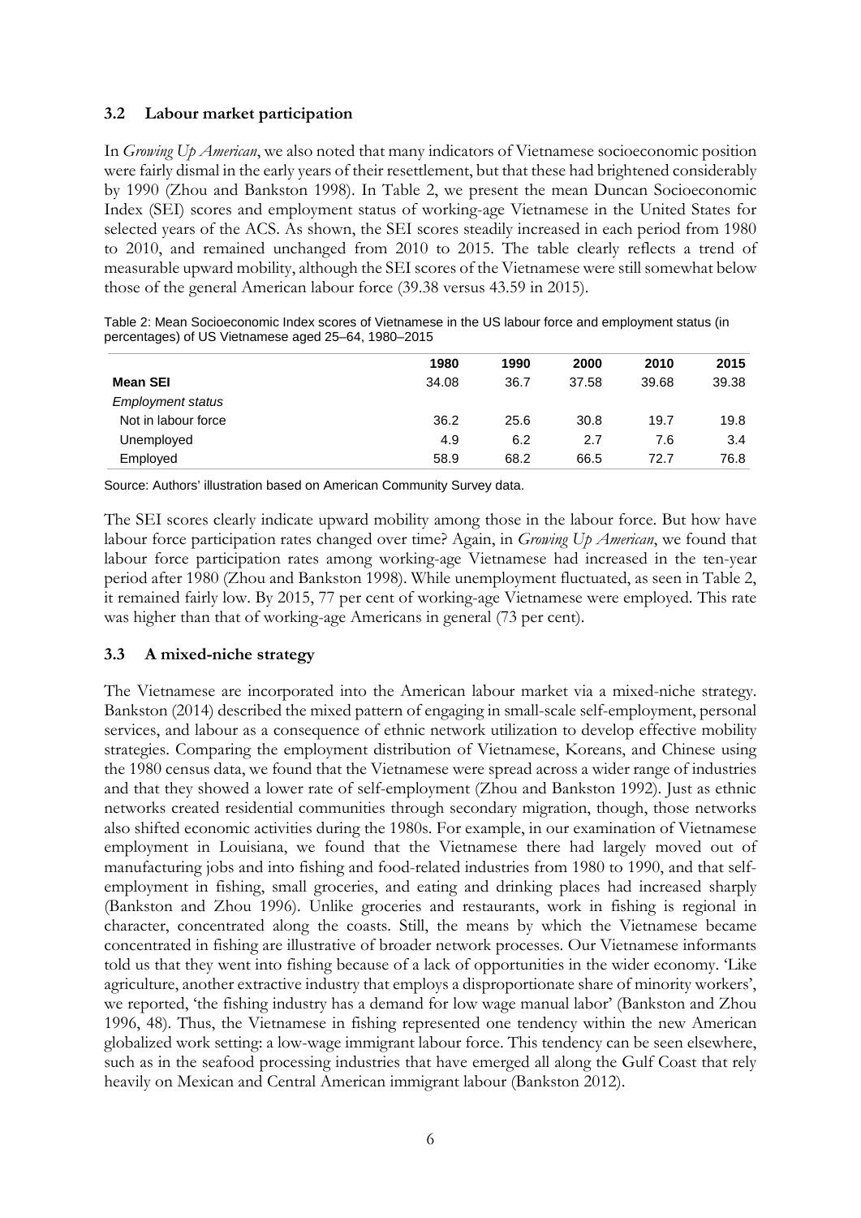### 3.2 Labour market participation

In *Growing Up American*, we also noted that many indicators of Vietnamese socioeconomic position were fairly dismal in the early years of their resettlement, but that these had brightened considerably by 1990 (Zhou and Bankston 1998). In Table 2, we present the mean Duncan Socioeconomic Index (SEI) scores and employment status of working-age Vietnamese in the United States for selected years of the ACS. As shown, the SEI scores steadily increased in each period from 1980 to 2010, and remained unchanged from 2010 to 2015. The table clearly reflects a trend of measurable upward mobility, although the SEI scores of the Vietnamese were still somewhat below those of the general American labour force (39.38 versus 43.59 in 2015).

Table 2: Mean Socioeconomic Index scores of Vietnamese in the US labour force and employment status (in percentages) of US Vietnamese aged 25–64, 1980–2015

| | 1980 | 1990 | 2000 | 2010 | 2015 |
|---|---|---|---|---|---|
| **Mean SEI** | 34.08 | 36.7 | 37.58 | 39.68 | 39.38 |
| *Employment status* | | | | | |
| Not in labour force | 36.2 | 25.6 | 30.8 | 19.7 | 19.8 |
| Unemployed | 4.9 | 6.2 | 2.7 | 7.6 | 3.4 |
| Employed | 58.9 | 68.2 | 66.5 | 72.7 | 76.8 |

Source: Authors' illustration based on American Community Survey data.

The SEI scores clearly indicate upward mobility among those in the labour force. But how have labour force participation rates changed over time? Again, in *Growing Up American*, we found that labour force participation rates among working-age Vietnamese had increased in the ten-year period after 1980 (Zhou and Bankston 1998). While unemployment fluctuated, as seen in Table 2, it remained fairly low. By 2015, 77 per cent of working-age Vietnamese were employed. This rate was higher than that of working-age Americans in general (73 per cent).

### 3.3 A mixed-niche strategy

The Vietnamese are incorporated into the American labour market via a mixed-niche strategy. Bankston (2014) described the mixed pattern of engaging in small-scale self-employment, personal services, and labour as a consequence of ethnic network utilization to develop effective mobility strategies. Comparing the employment distribution of Vietnamese, Koreans, and Chinese using the 1980 census data, we found that the Vietnamese were spread across a wider range of industries and that they showed a lower rate of self-employment (Zhou and Bankston 1992). Just as ethnic networks created residential communities through secondary migration, though, those networks also shifted economic activities during the 1980s. For example, in our examination of Vietnamese employment in Louisiana, we found that the Vietnamese there had largely moved out of manufacturing jobs and into fishing and food-related industries from 1980 to 1990, and that self-employment in fishing, small groceries, and eating and drinking places had increased sharply (Bankston and Zhou 1996). Unlike groceries and restaurants, work in fishing is regional in character, concentrated along the coasts. Still, the means by which the Vietnamese became concentrated in fishing are illustrative of broader network processes. Our Vietnamese informants told us that they went into fishing because of a lack of opportunities in the wider economy. 'Like agriculture, another extractive industry that employs a disproportionate share of minority workers', we reported, 'the fishing industry has a demand for low wage manual labor' (Bankston and Zhou 1996, 48). Thus, the Vietnamese in fishing represented one tendency within the new American globalized work setting: a low-wage immigrant labour force. This tendency can be seen elsewhere, such as in the seafood processing industries that have emerged all along the Gulf Coast that rely heavily on Mexican and Central American immigrant labour (Bankston 2012).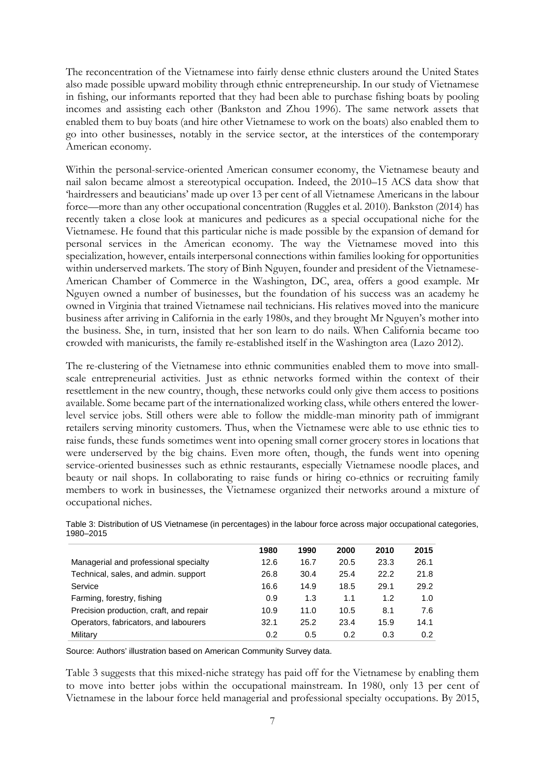The reconcentration of the Vietnamese into fairly dense ethnic clusters around the United States also made possible upward mobility through ethnic entrepreneurship. In our study of Vietnamese in fishing, our informants reported that they had been able to purchase fishing boats by pooling incomes and assisting each other (Bankston and Zhou 1996). The same network assets that enabled them to buy boats (and hire other Vietnamese to work on the boats) also enabled them to go into other businesses, notably in the service sector, at the interstices of the contemporary American economy.

Within the personal-service-oriented American consumer economy, the Vietnamese beauty and nail salon became almost a stereotypical occupation. Indeed, the 2010–15 ACS data show that 'hairdressers and beauticians' made up over 13 per cent of all Vietnamese Americans in the labour force—more than any other occupational concentration (Ruggles et al. 2010). Bankston (2014) has recently taken a close look at manicures and pedicures as a special occupational niche for the Vietnamese. He found that this particular niche is made possible by the expansion of demand for personal services in the American economy. The way the Vietnamese moved into this specialization, however, entails interpersonal connections within families looking for opportunities within underserved markets. The story of Binh Nguyen, founder and president of the Vietnamese-American Chamber of Commerce in the Washington, DC, area, offers a good example. Mr Nguyen owned a number of businesses, but the foundation of his success was an academy he owned in Virginia that trained Vietnamese nail technicians. His relatives moved into the manicure business after arriving in California in the early 1980s, and they brought Mr Nguyen's mother into the business. She, in turn, insisted that her son learn to do nails. When California became too crowded with manicurists, the family re-established itself in the Washington area (Lazo 2012).

The re-clustering of the Vietnamese into ethnic communities enabled them to move into small-scale entrepreneurial activities. Just as ethnic networks formed within the context of their resettlement in the new country, though, these networks could only give them access to positions available. Some became part of the internationalized working class, while others entered the lower-level service jobs. Still others were able to follow the middle-man minority path of immigrant retailers serving minority customers. Thus, when the Vietnamese were able to use ethnic ties to raise funds, these funds sometimes went into opening small corner grocery stores in locations that were underserved by the big chains. Even more often, though, the funds went into opening service-oriented businesses such as ethnic restaurants, especially Vietnamese noodle places, and beauty or nail shops. In collaborating to raise funds or hiring co-ethnics or recruiting family members to work in businesses, the Vietnamese organized their networks around a mixture of occupational niches.

Table 3: Distribution of US Vietnamese (in percentages) in the labour force across major occupational categories, 1980–2015

| | 1980 | 1990 | 2000 | 2010 | 2015 |
|---|---|---|---|---|---|
| Managerial and professional specialty | 12.6 | 16.7 | 20.5 | 23.3 | 26.1 |
| Technical, sales, and admin. support | 26.8 | 30.4 | 25.4 | 22.2 | 21.8 |
| Service | 16.6 | 14.9 | 18.5 | 29.1 | 29.2 |
| Farming, forestry, fishing | 0.9 | 1.3 | 1.1 | 1.2 | 1.0 |
| Precision production, craft, and repair | 10.9 | 11.0 | 10.5 | 8.1 | 7.6 |
| Operators, fabricators, and labourers | 32.1 | 25.2 | 23.4 | 15.9 | 14.1 |
| Military | 0.2 | 0.5 | 0.2 | 0.3 | 0.2 |

Source: Authors' illustration based on American Community Survey data.

Table 3 suggests that this mixed-niche strategy has paid off for the Vietnamese by enabling them to move into better jobs within the occupational mainstream. In 1980, only 13 per cent of Vietnamese in the labour force held managerial and professional specialty occupations. By 2015,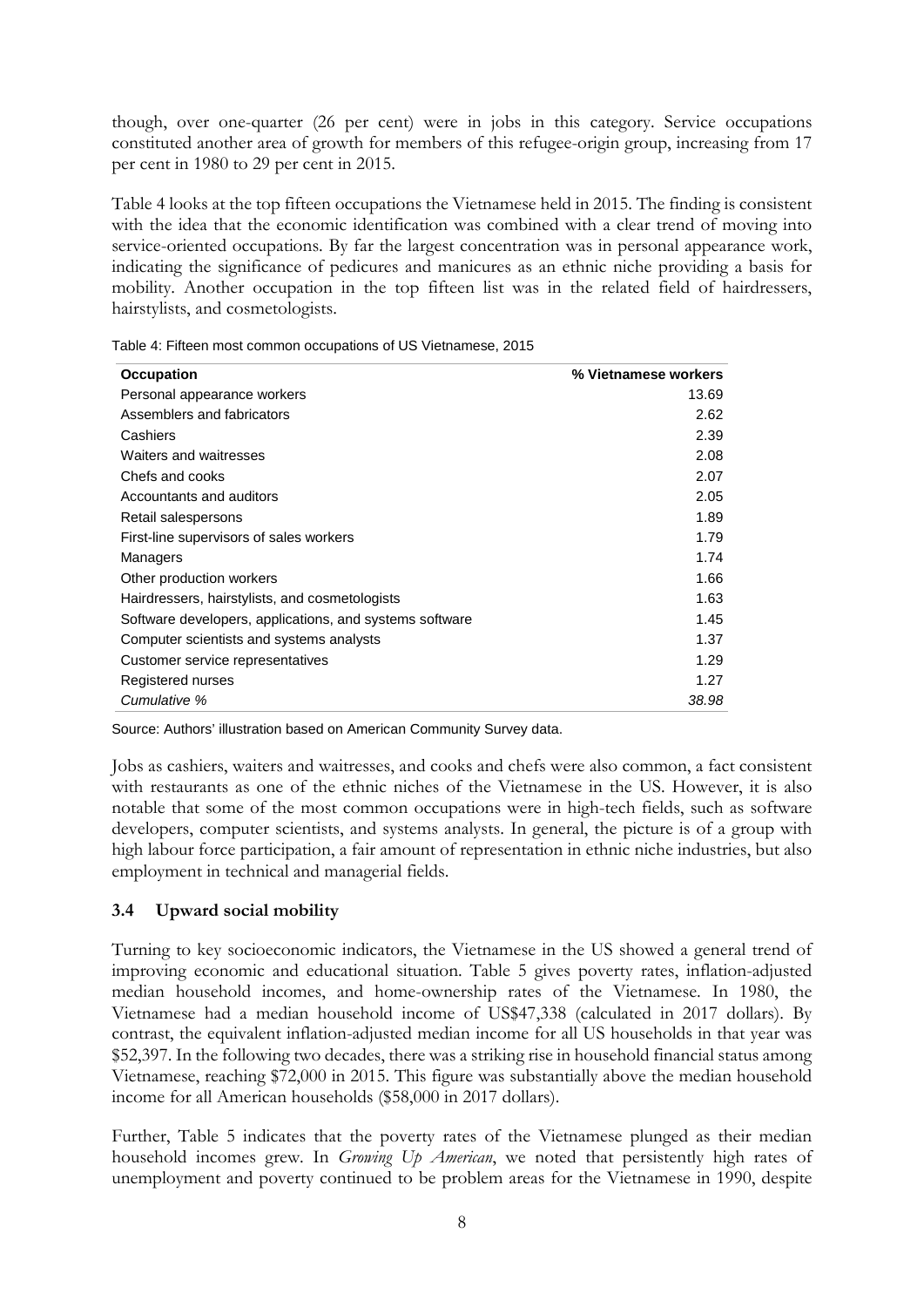though, over one-quarter (26 per cent) were in jobs in this category. Service occupations constituted another area of growth for members of this refugee-origin group, increasing from 17 per cent in 1980 to 29 per cent in 2015.

Table 4 looks at the top fifteen occupations the Vietnamese held in 2015. The finding is consistent with the idea that the economic identification was combined with a clear trend of moving into service-oriented occupations. By far the largest concentration was in personal appearance work, indicating the significance of pedicures and manicures as an ethnic niche providing a basis for mobility. Another occupation in the top fifteen list was in the related field of hairdressers, hairstylists, and cosmetologists.

Table 4: Fifteen most common occupations of US Vietnamese, 2015

| Occupation | % Vietnamese workers |
|---|---|
| Personal appearance workers | 13.69 |
| Assemblers and fabricators | 2.62 |
| Cashiers | 2.39 |
| Waiters and waitresses | 2.08 |
| Chefs and cooks | 2.07 |
| Accountants and auditors | 2.05 |
| Retail salespersons | 1.89 |
| First-line supervisors of sales workers | 1.79 |
| Managers | 1.74 |
| Other production workers | 1.66 |
| Hairdressers, hairstylists, and cosmetologists | 1.63 |
| Software developers, applications, and systems software | 1.45 |
| Computer scientists and systems analysts | 1.37 |
| Customer service representatives | 1.29 |
| Registered nurses | 1.27 |
| *Cumulative %* | *38.98* |

Source: Authors' illustration based on American Community Survey data.

Jobs as cashiers, waiters and waitresses, and cooks and chefs were also common, a fact consistent with restaurants as one of the ethnic niches of the Vietnamese in the US. However, it is also notable that some of the most common occupations were in high-tech fields, such as software developers, computer scientists, and systems analysts. In general, the picture is of a group with high labour force participation, a fair amount of representation in ethnic niche industries, but also employment in technical and managerial fields.

### 3.4 Upward social mobility

Turning to key socioeconomic indicators, the Vietnamese in the US showed a general trend of improving economic and educational situation. Table 5 gives poverty rates, inflation-adjusted median household incomes, and home-ownership rates of the Vietnamese. In 1980, the Vietnamese had a median household income of US$47,338 (calculated in 2017 dollars). By contrast, the equivalent inflation-adjusted median income for all US households in that year was $52,397. In the following two decades, there was a striking rise in household financial status among Vietnamese, reaching $72,000 in 2015. This figure was substantially above the median household income for all American households ($58,000 in 2017 dollars).

Further, Table 5 indicates that the poverty rates of the Vietnamese plunged as their median household incomes grew. In *Growing Up American*, we noted that persistently high rates of unemployment and poverty continued to be problem areas for the Vietnamese in 1990, despite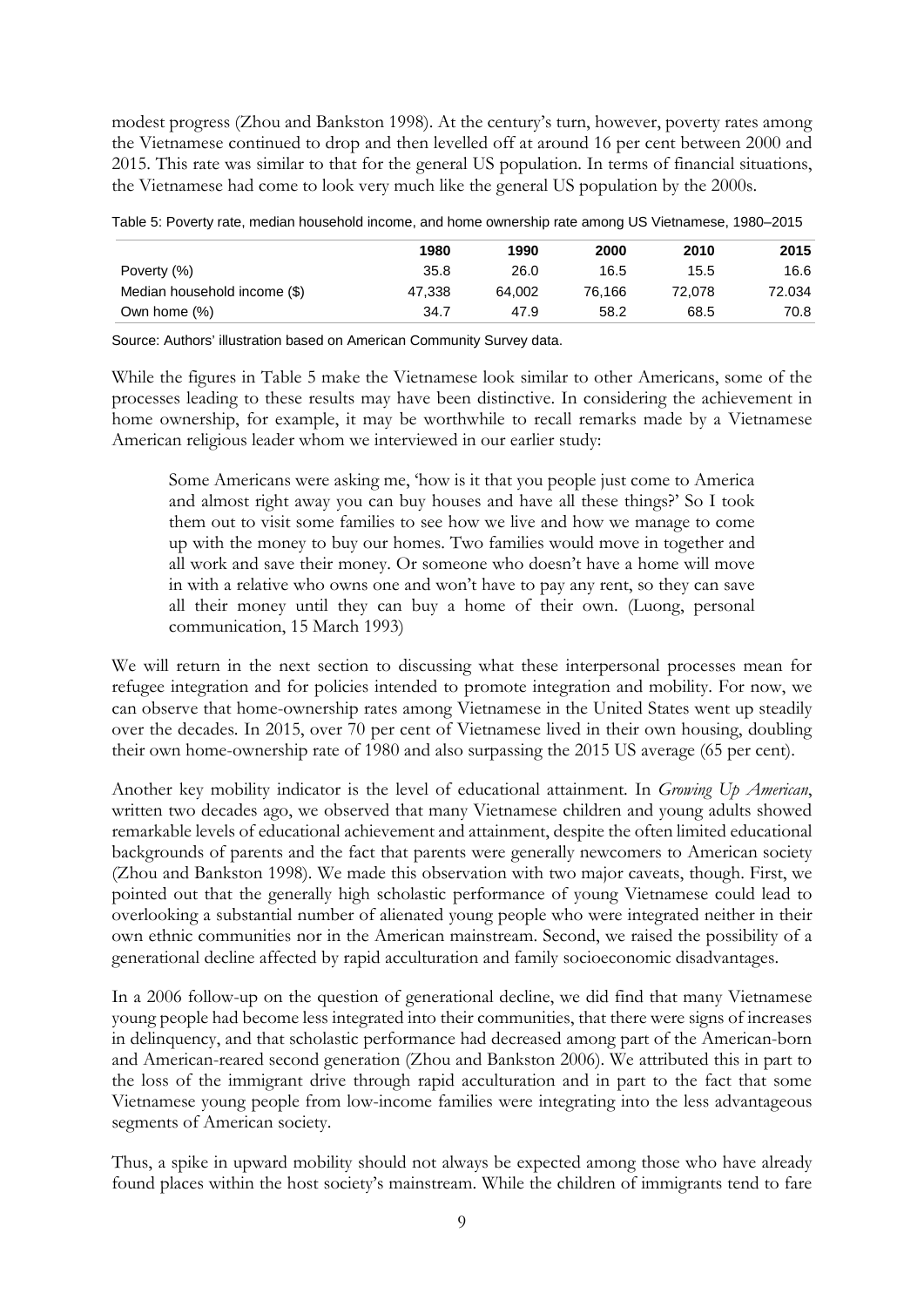modest progress (Zhou and Bankston 1998). At the century's turn, however, poverty rates among the Vietnamese continued to drop and then levelled off at around 16 per cent between 2000 and 2015. This rate was similar to that for the general US population. In terms of financial situations, the Vietnamese had come to look very much like the general US population by the 2000s.

Table 5: Poverty rate, median household income, and home ownership rate among US Vietnamese, 1980–2015

| | 1980 | 1990 | 2000 | 2010 | 2015 |
|---|---|---|---|---|---|
| Poverty (%) | 35.8 | 26.0 | 16.5 | 15.5 | 16.6 |
| Median household income ($) | 47,338 | 64,002 | 76,166 | 72,078 | 72.034 |
| Own home (%) | 34.7 | 47.9 | 58.2 | 68.5 | 70.8 |

Source: Authors' illustration based on American Community Survey data.

While the figures in Table 5 make the Vietnamese look similar to other Americans, some of the processes leading to these results may have been distinctive. In considering the achievement in home ownership, for example, it may be worthwhile to recall remarks made by a Vietnamese American religious leader whom we interviewed in our earlier study:

> Some Americans were asking me, 'how is it that you people just come to America and almost right away you can buy houses and have all these things?' So I took them out to visit some families to see how we live and how we manage to come up with the money to buy our homes. Two families would move in together and all work and save their money. Or someone who doesn't have a home will move in with a relative who owns one and won't have to pay any rent, so they can save all their money until they can buy a home of their own. (Luong, personal communication, 15 March 1993)

We will return in the next section to discussing what these interpersonal processes mean for refugee integration and for policies intended to promote integration and mobility. For now, we can observe that home-ownership rates among Vietnamese in the United States went up steadily over the decades. In 2015, over 70 per cent of Vietnamese lived in their own housing, doubling their own home-ownership rate of 1980 and also surpassing the 2015 US average (65 per cent).

Another key mobility indicator is the level of educational attainment. In *Growing Up American*, written two decades ago, we observed that many Vietnamese children and young adults showed remarkable levels of educational achievement and attainment, despite the often limited educational backgrounds of parents and the fact that parents were generally newcomers to American society (Zhou and Bankston 1998). We made this observation with two major caveats, though. First, we pointed out that the generally high scholastic performance of young Vietnamese could lead to overlooking a substantial number of alienated young people who were integrated neither in their own ethnic communities nor in the American mainstream. Second, we raised the possibility of a generational decline affected by rapid acculturation and family socioeconomic disadvantages.

In a 2006 follow-up on the question of generational decline, we did find that many Vietnamese young people had become less integrated into their communities, that there were signs of increases in delinquency, and that scholastic performance had decreased among part of the American-born and American-reared second generation (Zhou and Bankston 2006). We attributed this in part to the loss of the immigrant drive through rapid acculturation and in part to the fact that some Vietnamese young people from low-income families were integrating into the less advantageous segments of American society.

Thus, a spike in upward mobility should not always be expected among those who have already found places within the host society's mainstream. While the children of immigrants tend to fare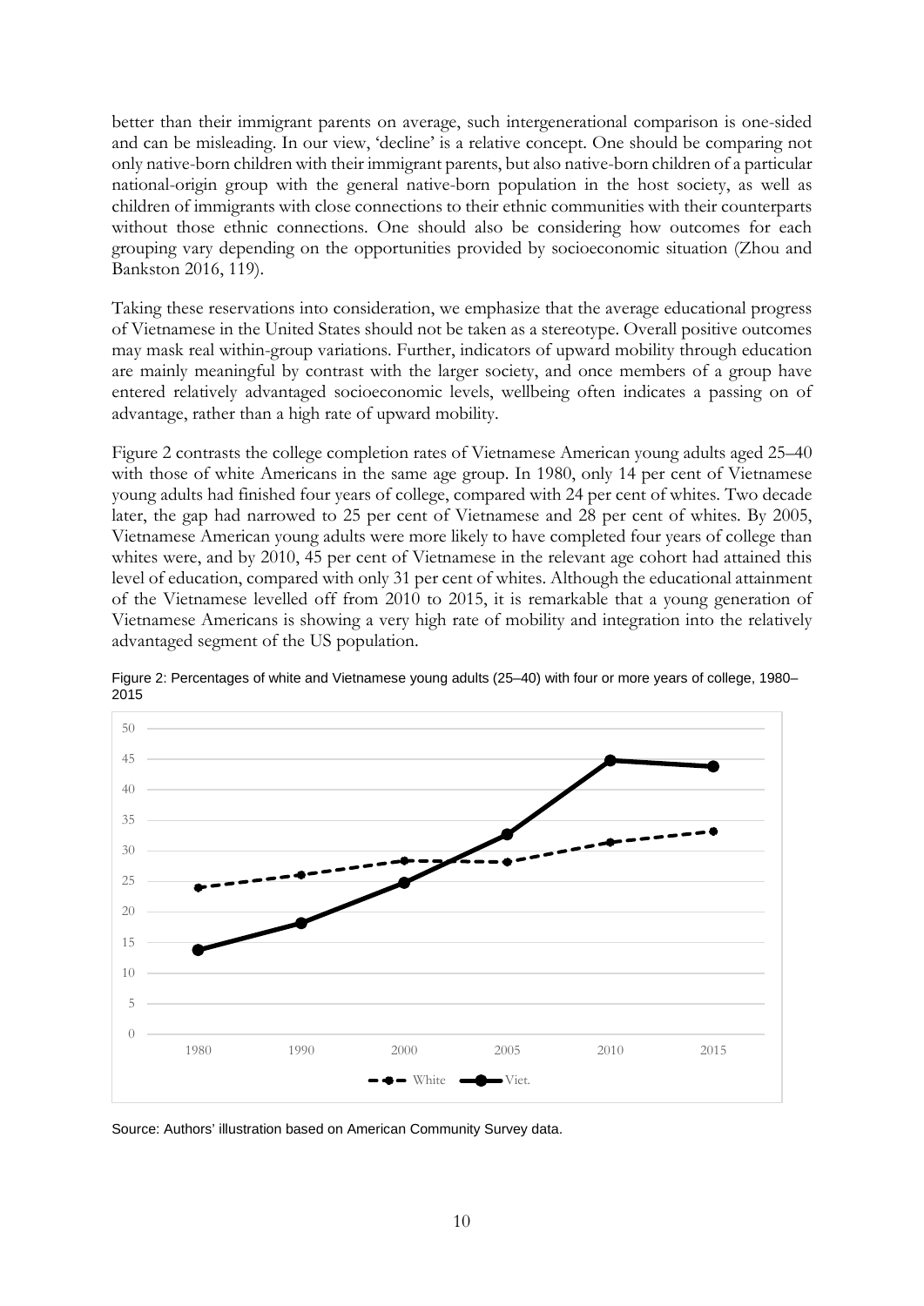better than their immigrant parents on average, such intergenerational comparison is one-sided and can be misleading. In our view, 'decline' is a relative concept. One should be comparing not only native-born children with their immigrant parents, but also native-born children of a particular national-origin group with the general native-born population in the host society, as well as children of immigrants with close connections to their ethnic communities with their counterparts without those ethnic connections. One should also be considering how outcomes for each grouping vary depending on the opportunities provided by socioeconomic situation (Zhou and Bankston 2016, 119).

Taking these reservations into consideration, we emphasize that the average educational progress of Vietnamese in the United States should not be taken as a stereotype. Overall positive outcomes may mask real within-group variations. Further, indicators of upward mobility through education are mainly meaningful by contrast with the larger society, and once members of a group have entered relatively advantaged socioeconomic levels, wellbeing often indicates a passing on of advantage, rather than a high rate of upward mobility.

Figure 2 contrasts the college completion rates of Vietnamese American young adults aged 25–40 with those of white Americans in the same age group. In 1980, only 14 per cent of Vietnamese young adults had finished four years of college, compared with 24 per cent of whites. Two decade later, the gap had narrowed to 25 per cent of Vietnamese and 28 per cent of whites. By 2005, Vietnamese American young adults were more likely to have completed four years of college than whites were, and by 2010, 45 per cent of Vietnamese in the relevant age cohort had attained this level of education, compared with only 31 per cent of whites. Although the educational attainment of the Vietnamese levelled off from 2010 to 2015, it is remarkable that a young generation of Vietnamese Americans is showing a very high rate of mobility and integration into the relatively advantaged segment of the US population.

Figure 2: Percentages of white and Vietnamese young adults (25–40) with four or more years of college, 1980–2015

Source: Authors' illustration based on American Community Survey data.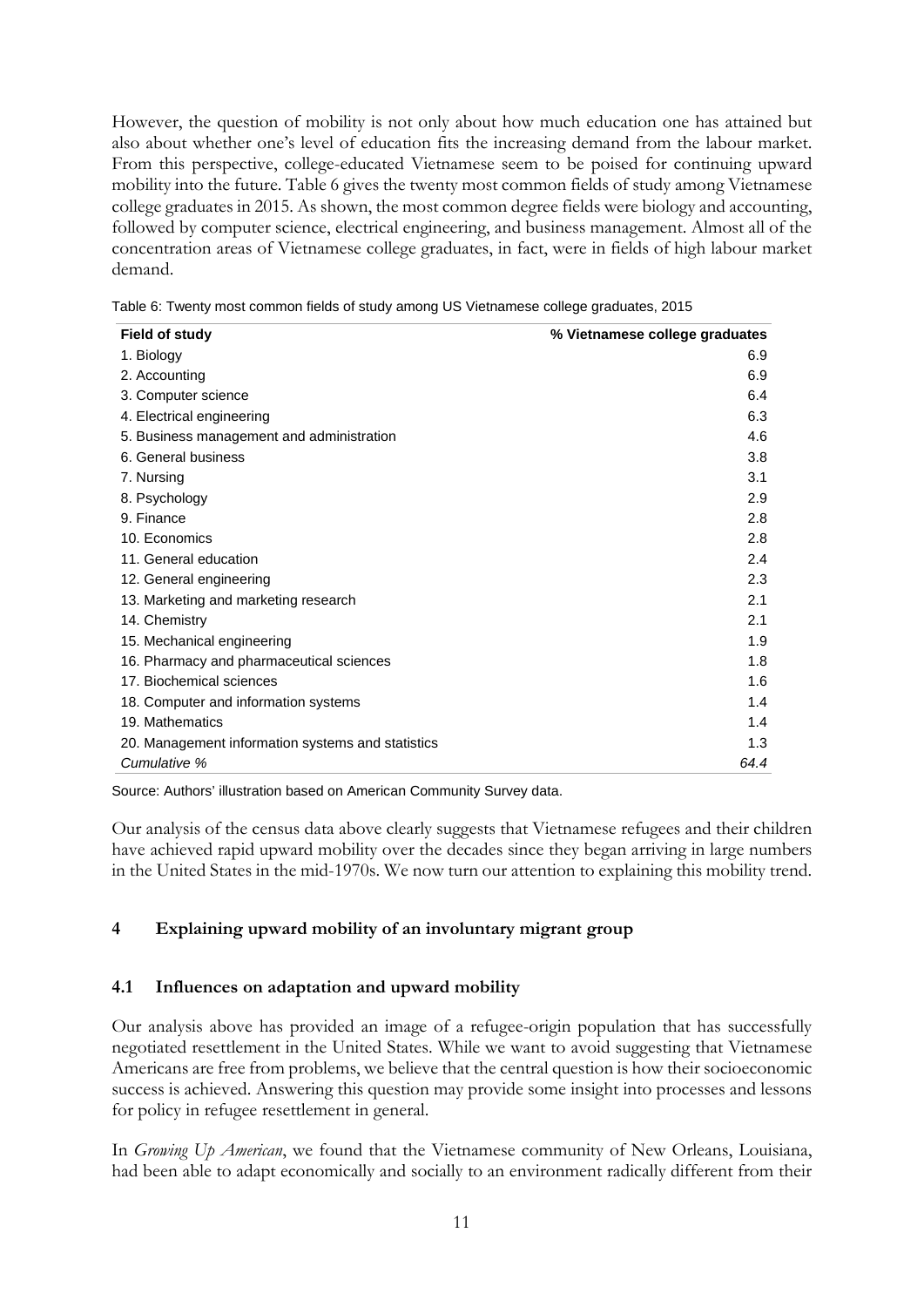However, the question of mobility is not only about how much education one has attained but also about whether one's level of education fits the increasing demand from the labour market. From this perspective, college-educated Vietnamese seem to be poised for continuing upward mobility into the future. Table 6 gives the twenty most common fields of study among Vietnamese college graduates in 2015. As shown, the most common degree fields were biology and accounting, followed by computer science, electrical engineering, and business management. Almost all of the concentration areas of Vietnamese college graduates, in fact, were in fields of high labour market demand.

Table 6: Twenty most common fields of study among US Vietnamese college graduates, 2015

| Field of study | % Vietnamese college graduates |
|---|---|
| 1. Biology | 6.9 |
| 2. Accounting | 6.9 |
| 3. Computer science | 6.4 |
| 4. Electrical engineering | 6.3 |
| 5. Business management and administration | 4.6 |
| 6. General business | 3.8 |
| 7. Nursing | 3.1 |
| 8. Psychology | 2.9 |
| 9. Finance | 2.8 |
| 10. Economics | 2.8 |
| 11. General education | 2.4 |
| 12. General engineering | 2.3 |
| 13. Marketing and marketing research | 2.1 |
| 14. Chemistry | 2.1 |
| 15. Mechanical engineering | 1.9 |
| 16. Pharmacy and pharmaceutical sciences | 1.8 |
| 17. Biochemical sciences | 1.6 |
| 18. Computer and information systems | 1.4 |
| 19. Mathematics | 1.4 |
| 20. Management information systems and statistics | 1.3 |
| *Cumulative %* | *64.4* |

Source: Authors' illustration based on American Community Survey data.

Our analysis of the census data above clearly suggests that Vietnamese refugees and their children have achieved rapid upward mobility over the decades since they began arriving in large numbers in the United States in the mid-1970s. We now turn our attention to explaining this mobility trend.

## 4 Explaining upward mobility of an involuntary migrant group

### 4.1 Influences on adaptation and upward mobility

Our analysis above has provided an image of a refugee-origin population that has successfully negotiated resettlement in the United States. While we want to avoid suggesting that Vietnamese Americans are free from problems, we believe that the central question is how their socioeconomic success is achieved. Answering this question may provide some insight into processes and lessons for policy in refugee resettlement in general.

In *Growing Up American*, we found that the Vietnamese community of New Orleans, Louisiana, had been able to adapt economically and socially to an environment radically different from their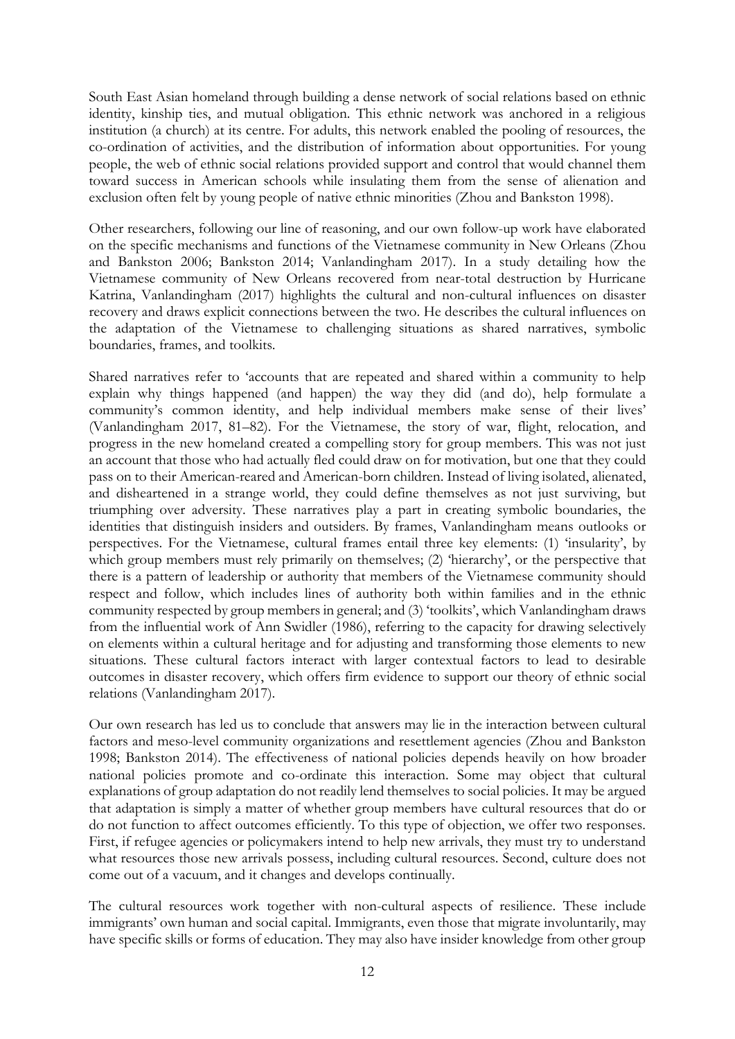South East Asian homeland through building a dense network of social relations based on ethnic identity, kinship ties, and mutual obligation. This ethnic network was anchored in a religious institution (a church) at its centre. For adults, this network enabled the pooling of resources, the co-ordination of activities, and the distribution of information about opportunities. For young people, the web of ethnic social relations provided support and control that would channel them toward success in American schools while insulating them from the sense of alienation and exclusion often felt by young people of native ethnic minorities (Zhou and Bankston 1998).

Other researchers, following our line of reasoning, and our own follow-up work have elaborated on the specific mechanisms and functions of the Vietnamese community in New Orleans (Zhou and Bankston 2006; Bankston 2014; Vanlandingham 2017). In a study detailing how the Vietnamese community of New Orleans recovered from near-total destruction by Hurricane Katrina, Vanlandingham (2017) highlights the cultural and non-cultural influences on disaster recovery and draws explicit connections between the two. He describes the cultural influences on the adaptation of the Vietnamese to challenging situations as shared narratives, symbolic boundaries, frames, and toolkits.

Shared narratives refer to 'accounts that are repeated and shared within a community to help explain why things happened (and happen) the way they did (and do), help formulate a community's common identity, and help individual members make sense of their lives' (Vanlandingham 2017, 81–82). For the Vietnamese, the story of war, flight, relocation, and progress in the new homeland created a compelling story for group members. This was not just an account that those who had actually fled could draw on for motivation, but one that they could pass on to their American-reared and American-born children. Instead of living isolated, alienated, and disheartened in a strange world, they could define themselves as not just surviving, but triumphing over adversity. These narratives play a part in creating symbolic boundaries, the identities that distinguish insiders and outsiders. By frames, Vanlandingham means outlooks or perspectives. For the Vietnamese, cultural frames entail three key elements: (1) 'insularity', by which group members must rely primarily on themselves; (2) 'hierarchy', or the perspective that there is a pattern of leadership or authority that members of the Vietnamese community should respect and follow, which includes lines of authority both within families and in the ethnic community respected by group members in general; and (3) 'toolkits', which Vanlandingham draws from the influential work of Ann Swidler (1986), referring to the capacity for drawing selectively on elements within a cultural heritage and for adjusting and transforming those elements to new situations. These cultural factors interact with larger contextual factors to lead to desirable outcomes in disaster recovery, which offers firm evidence to support our theory of ethnic social relations (Vanlandingham 2017).

Our own research has led us to conclude that answers may lie in the interaction between cultural factors and meso-level community organizations and resettlement agencies (Zhou and Bankston 1998; Bankston 2014). The effectiveness of national policies depends heavily on how broader national policies promote and co-ordinate this interaction. Some may object that cultural explanations of group adaptation do not readily lend themselves to social policies. It may be argued that adaptation is simply a matter of whether group members have cultural resources that do or do not function to affect outcomes efficiently. To this type of objection, we offer two responses. First, if refugee agencies or policymakers intend to help new arrivals, they must try to understand what resources those new arrivals possess, including cultural resources. Second, culture does not come out of a vacuum, and it changes and develops continually.

The cultural resources work together with non-cultural aspects of resilience. These include immigrants' own human and social capital. Immigrants, even those that migrate involuntarily, may have specific skills or forms of education. They may also have insider knowledge from other group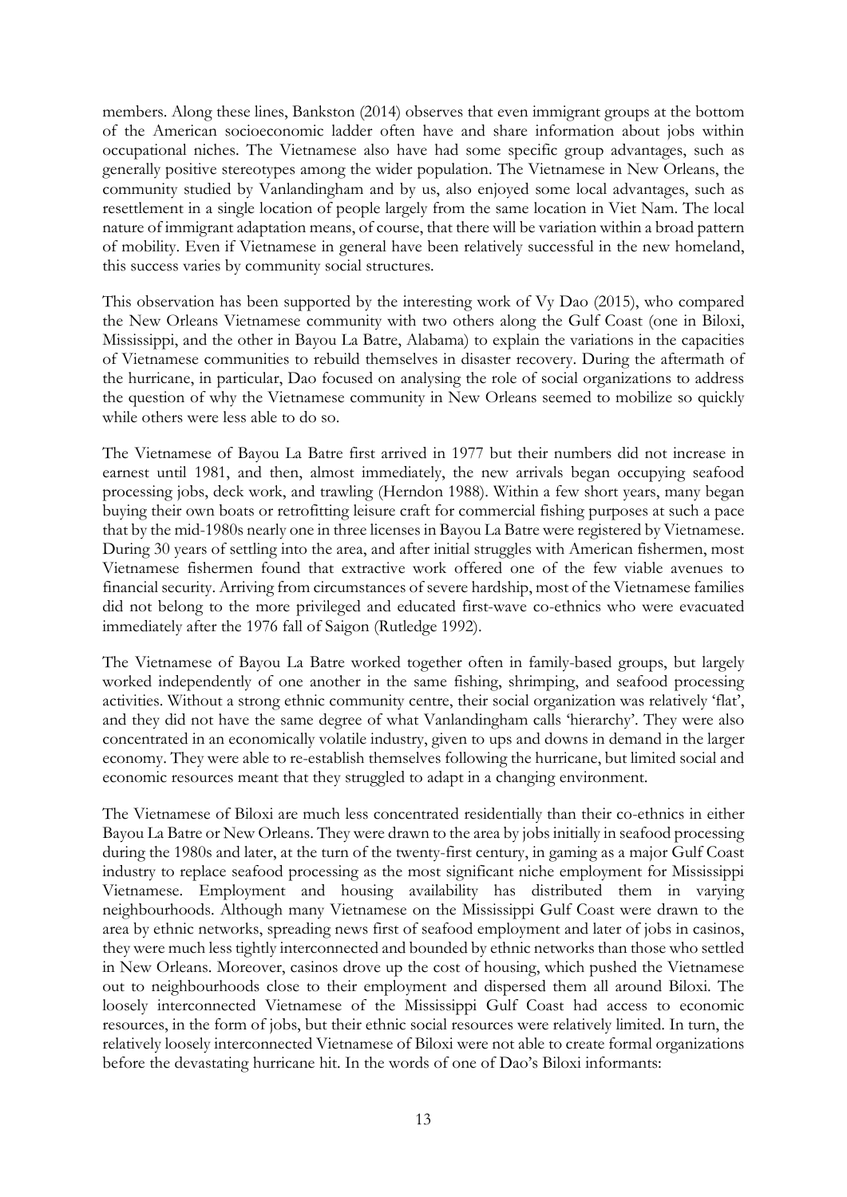members. Along these lines, Bankston (2014) observes that even immigrant groups at the bottom of the American socioeconomic ladder often have and share information about jobs within occupational niches. The Vietnamese also have had some specific group advantages, such as generally positive stereotypes among the wider population. The Vietnamese in New Orleans, the community studied by Vanlandingham and by us, also enjoyed some local advantages, such as resettlement in a single location of people largely from the same location in Viet Nam. The local nature of immigrant adaptation means, of course, that there will be variation within a broad pattern of mobility. Even if Vietnamese in general have been relatively successful in the new homeland, this success varies by community social structures.

This observation has been supported by the interesting work of Vy Dao (2015), who compared the New Orleans Vietnamese community with two others along the Gulf Coast (one in Biloxi, Mississippi, and the other in Bayou La Batre, Alabama) to explain the variations in the capacities of Vietnamese communities to rebuild themselves in disaster recovery. During the aftermath of the hurricane, in particular, Dao focused on analysing the role of social organizations to address the question of why the Vietnamese community in New Orleans seemed to mobilize so quickly while others were less able to do so.

The Vietnamese of Bayou La Batre first arrived in 1977 but their numbers did not increase in earnest until 1981, and then, almost immediately, the new arrivals began occupying seafood processing jobs, deck work, and trawling (Herndon 1988). Within a few short years, many began buying their own boats or retrofitting leisure craft for commercial fishing purposes at such a pace that by the mid-1980s nearly one in three licenses in Bayou La Batre were registered by Vietnamese. During 30 years of settling into the area, and after initial struggles with American fishermen, most Vietnamese fishermen found that extractive work offered one of the few viable avenues to financial security. Arriving from circumstances of severe hardship, most of the Vietnamese families did not belong to the more privileged and educated first-wave co-ethnics who were evacuated immediately after the 1976 fall of Saigon (Rutledge 1992).

The Vietnamese of Bayou La Batre worked together often in family-based groups, but largely worked independently of one another in the same fishing, shrimping, and seafood processing activities. Without a strong ethnic community centre, their social organization was relatively 'flat', and they did not have the same degree of what Vanlandingham calls 'hierarchy'. They were also concentrated in an economically volatile industry, given to ups and downs in demand in the larger economy. They were able to re-establish themselves following the hurricane, but limited social and economic resources meant that they struggled to adapt in a changing environment.

The Vietnamese of Biloxi are much less concentrated residentially than their co-ethnics in either Bayou La Batre or New Orleans. They were drawn to the area by jobs initially in seafood processing during the 1980s and later, at the turn of the twenty-first century, in gaming as a major Gulf Coast industry to replace seafood processing as the most significant niche employment for Mississippi Vietnamese. Employment and housing availability has distributed them in varying neighbourhoods. Although many Vietnamese on the Mississippi Gulf Coast were drawn to the area by ethnic networks, spreading news first of seafood employment and later of jobs in casinos, they were much less tightly interconnected and bounded by ethnic networks than those who settled in New Orleans. Moreover, casinos drove up the cost of housing, which pushed the Vietnamese out to neighbourhoods close to their employment and dispersed them all around Biloxi. The loosely interconnected Vietnamese of the Mississippi Gulf Coast had access to economic resources, in the form of jobs, but their ethnic social resources were relatively limited. In turn, the relatively loosely interconnected Vietnamese of Biloxi were not able to create formal organizations before the devastating hurricane hit. In the words of one of Dao's Biloxi informants: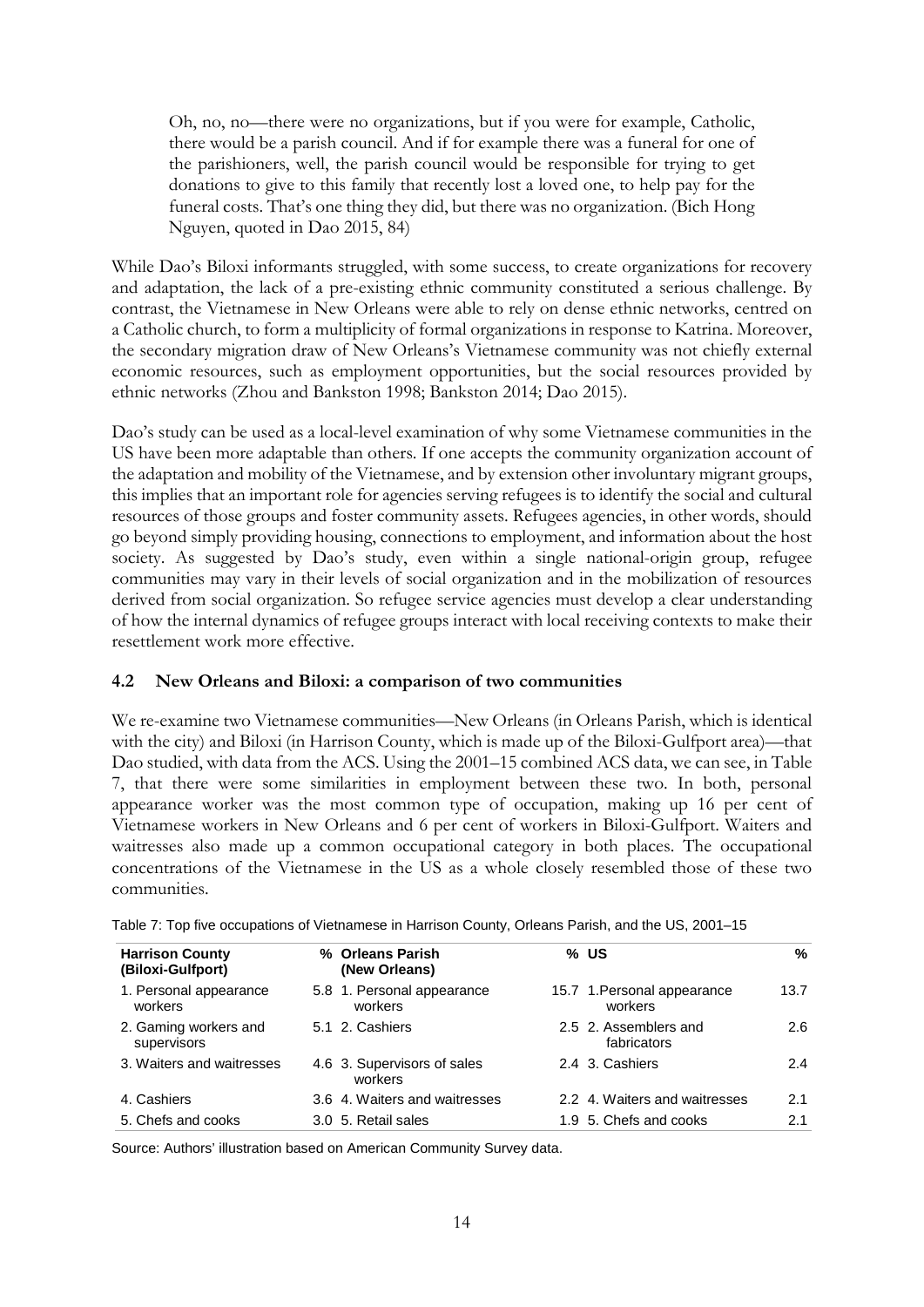Oh, no, no—there were no organizations, but if you were for example, Catholic, there would be a parish council. And if for example there was a funeral for one of the parishioners, well, the parish council would be responsible for trying to get donations to give to this family that recently lost a loved one, to help pay for the funeral costs. That's one thing they did, but there was no organization. (Bich Hong Nguyen, quoted in Dao 2015, 84)

While Dao's Biloxi informants struggled, with some success, to create organizations for recovery and adaptation, the lack of a pre-existing ethnic community constituted a serious challenge. By contrast, the Vietnamese in New Orleans were able to rely on dense ethnic networks, centred on a Catholic church, to form a multiplicity of formal organizations in response to Katrina. Moreover, the secondary migration draw of New Orleans's Vietnamese community was not chiefly external economic resources, such as employment opportunities, but the social resources provided by ethnic networks (Zhou and Bankston 1998; Bankston 2014; Dao 2015).

Dao's study can be used as a local-level examination of why some Vietnamese communities in the US have been more adaptable than others. If one accepts the community organization account of the adaptation and mobility of the Vietnamese, and by extension other involuntary migrant groups, this implies that an important role for agencies serving refugees is to identify the social and cultural resources of those groups and foster community assets. Refugees agencies, in other words, should go beyond simply providing housing, connections to employment, and information about the host society. As suggested by Dao's study, even within a single national-origin group, refugee communities may vary in their levels of social organization and in the mobilization of resources derived from social organization. So refugee service agencies must develop a clear understanding of how the internal dynamics of refugee groups interact with local receiving contexts to make their resettlement work more effective.

## 4.2 New Orleans and Biloxi: a comparison of two communities

We re-examine two Vietnamese communities—New Orleans (in Orleans Parish, which is identical with the city) and Biloxi (in Harrison County, which is made up of the Biloxi-Gulfport area)—that Dao studied, with data from the ACS. Using the 2001–15 combined ACS data, we can see, in Table 7, that there were some similarities in employment between these two. In both, personal appearance worker was the most common type of occupation, making up 16 per cent of Vietnamese workers in New Orleans and 6 per cent of workers in Biloxi-Gulfport. Waiters and waitresses also made up a common occupational category in both places. The occupational concentrations of the Vietnamese in the US as a whole closely resembled those of these two communities.

Table 7: Top five occupations of Vietnamese in Harrison County, Orleans Parish, and the US, 2001–15

| Harrison County (Biloxi-Gulfport) | % | Orleans Parish (New Orleans) | % | US | % |
|---|---|---|---|---|---|
| 1. Personal appearance workers | 5.8 | 1. Personal appearance workers | 15.7 | 1. Personal appearance workers | 13.7 |
| 2. Gaming workers and supervisors | 5.1 | 2. Cashiers | 2.5 | 2. Assemblers and fabricators | 2.6 |
| 3. Waiters and waitresses | 4.6 | 3. Supervisors of sales workers | 2.4 | 3. Cashiers | 2.4 |
| 4. Cashiers | 3.6 | 4. Waiters and waitresses | 2.2 | 4. Waiters and waitresses | 2.1 |
| 5. Chefs and cooks | 3.0 | 5. Retail sales | 1.9 | 5. Chefs and cooks | 2.1 |

Source: Authors' illustration based on American Community Survey data.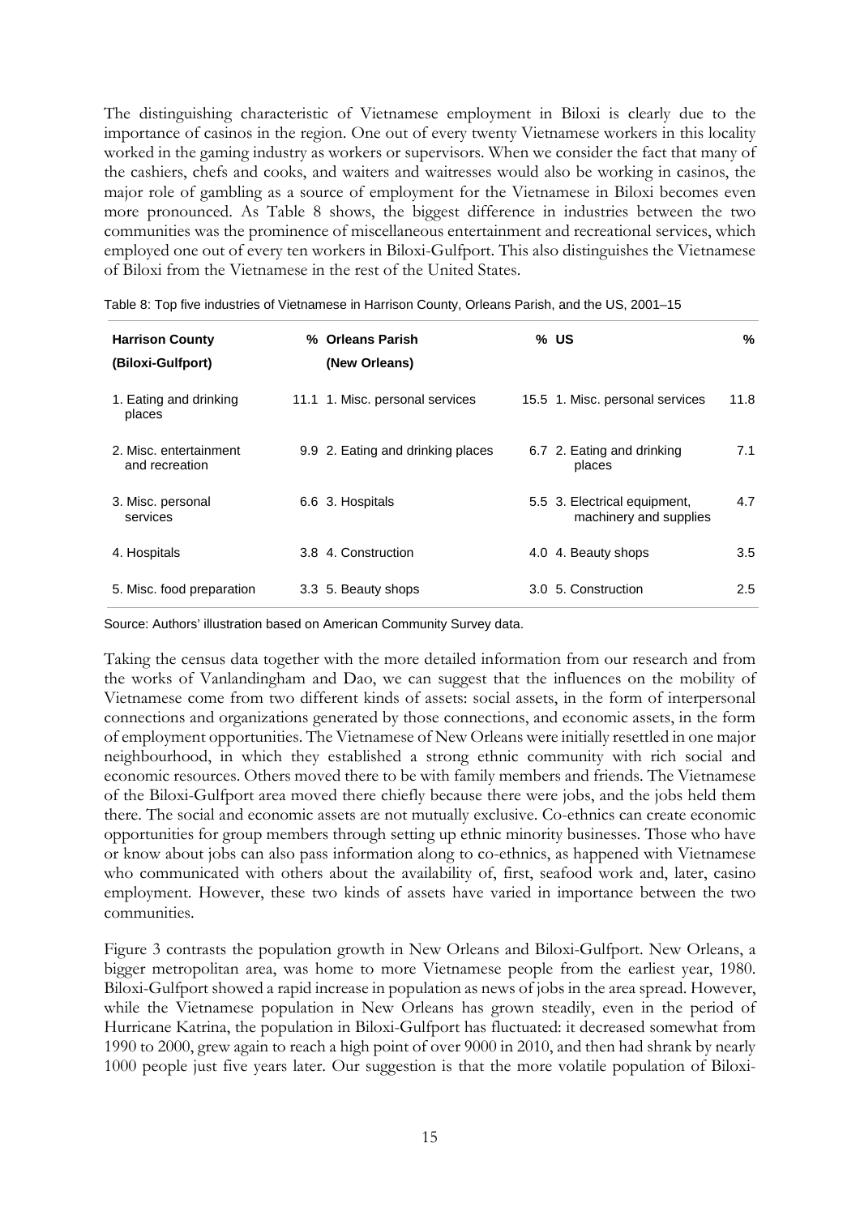The distinguishing characteristic of Vietnamese employment in Biloxi is clearly due to the importance of casinos in the region. One out of every twenty Vietnamese workers in this locality worked in the gaming industry as workers or supervisors. When we consider the fact that many of the cashiers, chefs and cooks, and waiters and waitresses would also be working in casinos, the major role of gambling as a source of employment for the Vietnamese in Biloxi becomes even more pronounced. As Table 8 shows, the biggest difference in industries between the two communities was the prominence of miscellaneous entertainment and recreational services, which employed one out of every ten workers in Biloxi-Gulfport. This also distinguishes the Vietnamese of Biloxi from the Vietnamese in the rest of the United States.

Table 8: Top five industries of Vietnamese in Harrison County, Orleans Parish, and the US, 2001–15

| Harrison County (Biloxi-Gulfport) | % | Orleans Parish (New Orleans) | % | US | % |
|---|---|---|---|---|---|
| 1. Eating and drinking places | 11.1 | 1. Misc. personal services | 15.5 | 1. Misc. personal services | 11.8 |
| 2. Misc. entertainment and recreation | 9.9 | 2. Eating and drinking places | 6.7 | 2. Eating and drinking places | 7.1 |
| 3. Misc. personal services | 6.6 | 3. Hospitals | 5.5 | 3. Electrical equipment, machinery and supplies | 4.7 |
| 4. Hospitals | 3.8 | 4. Construction | 4.0 | 4. Beauty shops | 3.5 |
| 5. Misc. food preparation | 3.3 | 5. Beauty shops | 3.0 | 5. Construction | 2.5 |

Source: Authors' illustration based on American Community Survey data.

Taking the census data together with the more detailed information from our research and from the works of Vanlandingham and Dao, we can suggest that the influences on the mobility of Vietnamese come from two different kinds of assets: social assets, in the form of interpersonal connections and organizations generated by those connections, and economic assets, in the form of employment opportunities. The Vietnamese of New Orleans were initially resettled in one major neighbourhood, in which they established a strong ethnic community with rich social and economic resources. Others moved there to be with family members and friends. The Vietnamese of the Biloxi-Gulfport area moved there chiefly because there were jobs, and the jobs held them there. The social and economic assets are not mutually exclusive. Co-ethnics can create economic opportunities for group members through setting up ethnic minority businesses. Those who have or know about jobs can also pass information along to co-ethnics, as happened with Vietnamese who communicated with others about the availability of, first, seafood work and, later, casino employment. However, these two kinds of assets have varied in importance between the two communities.

Figure 3 contrasts the population growth in New Orleans and Biloxi-Gulfport. New Orleans, a bigger metropolitan area, was home to more Vietnamese people from the earliest year, 1980. Biloxi-Gulfport showed a rapid increase in population as news of jobs in the area spread. However, while the Vietnamese population in New Orleans has grown steadily, even in the period of Hurricane Katrina, the population in Biloxi-Gulfport has fluctuated: it decreased somewhat from 1990 to 2000, grew again to reach a high point of over 9000 in 2010, and then had shrank by nearly 1000 people just five years later. Our suggestion is that the more volatile population of Biloxi-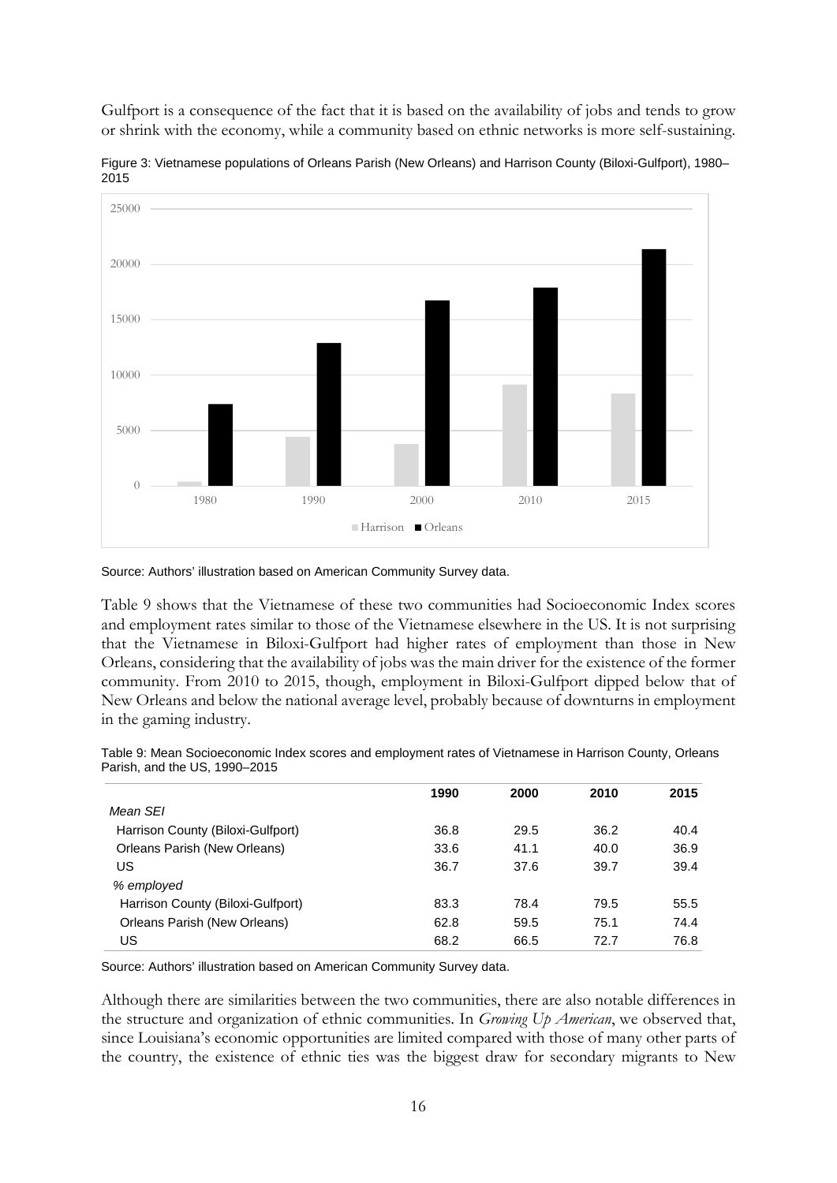Gulfport is a consequence of the fact that it is based on the availability of jobs and tends to grow or shrink with the economy, while a community based on ethnic networks is more self-sustaining.

Figure 3: Vietnamese populations of Orleans Parish (New Orleans) and Harrison County (Biloxi-Gulfport), 1980–2015

Source: Authors' illustration based on American Community Survey data.

Table 9 shows that the Vietnamese of these two communities had Socioeconomic Index scores and employment rates similar to those of the Vietnamese elsewhere in the US. It is not surprising that the Vietnamese in Biloxi-Gulfport had higher rates of employment than those in New Orleans, considering that the availability of jobs was the main driver for the existence of the former community. From 2010 to 2015, though, employment in Biloxi-Gulfport dipped below that of New Orleans and below the national average level, probably because of downturns in employment in the gaming industry.

Table 9: Mean Socioeconomic Index scores and employment rates of Vietnamese in Harrison County, Orleans Parish, and the US, 1990–2015

| | 1990 | 2000 | 2010 | 2015 |
|---|---|---|---|---|
| *Mean SEI* | | | | |
| Harrison County (Biloxi-Gulfport) | 36.8 | 29.5 | 36.2 | 40.4 |
| Orleans Parish (New Orleans) | 33.6 | 41.1 | 40.0 | 36.9 |
| US | 36.7 | 37.6 | 39.7 | 39.4 |
| *% employed* | | | | |
| Harrison County (Biloxi-Gulfport) | 83.3 | 78.4 | 79.5 | 55.5 |
| Orleans Parish (New Orleans) | 62.8 | 59.5 | 75.1 | 74.4 |
| US | 68.2 | 66.5 | 72.7 | 76.8 |

Source: Authors' illustration based on American Community Survey data.

Although there are similarities between the two communities, there are also notable differences in the structure and organization of ethnic communities. In *Growing Up American*, we observed that, since Louisiana's economic opportunities are limited compared with those of many other parts of the country, the existence of ethnic ties was the biggest draw for secondary migrants to New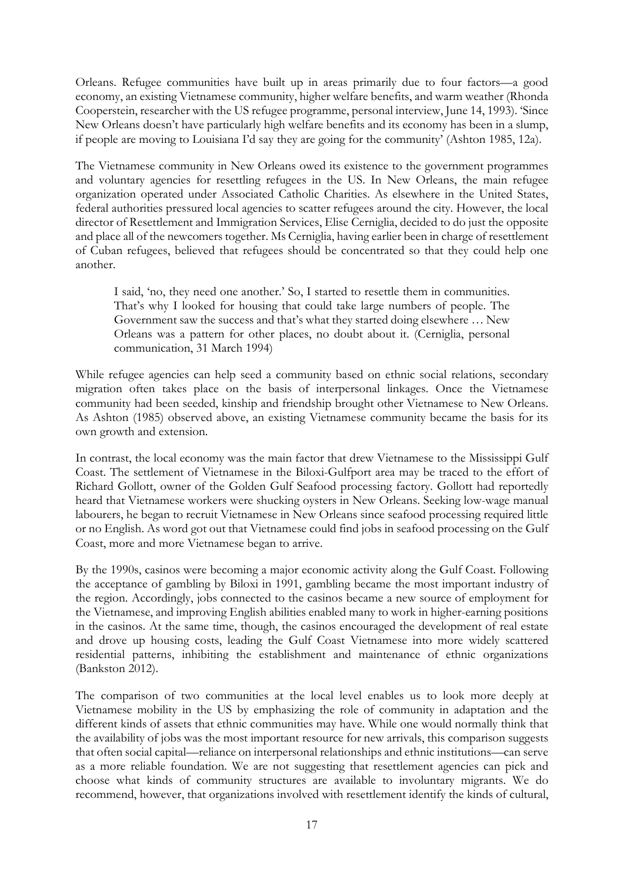Orleans. Refugee communities have built up in areas primarily due to four factors—a good economy, an existing Vietnamese community, higher welfare benefits, and warm weather (Rhonda Cooperstein, researcher with the US refugee programme, personal interview, June 14, 1993). 'Since New Orleans doesn't have particularly high welfare benefits and its economy has been in a slump, if people are moving to Louisiana I'd say they are going for the community' (Ashton 1985, 12a).

The Vietnamese community in New Orleans owed its existence to the government programmes and voluntary agencies for resettling refugees in the US. In New Orleans, the main refugee organization operated under Associated Catholic Charities. As elsewhere in the United States, federal authorities pressured local agencies to scatter refugees around the city. However, the local director of Resettlement and Immigration Services, Elise Cerniglia, decided to do just the opposite and place all of the newcomers together. Ms Cerniglia, having earlier been in charge of resettlement of Cuban refugees, believed that refugees should be concentrated so that they could help one another.

> I said, 'no, they need one another.' So, I started to resettle them in communities. That's why I looked for housing that could take large numbers of people. The Government saw the success and that's what they started doing elsewhere … New Orleans was a pattern for other places, no doubt about it. (Cerniglia, personal communication, 31 March 1994)

While refugee agencies can help seed a community based on ethnic social relations, secondary migration often takes place on the basis of interpersonal linkages. Once the Vietnamese community had been seeded, kinship and friendship brought other Vietnamese to New Orleans. As Ashton (1985) observed above, an existing Vietnamese community became the basis for its own growth and extension.

In contrast, the local economy was the main factor that drew Vietnamese to the Mississippi Gulf Coast. The settlement of Vietnamese in the Biloxi-Gulfport area may be traced to the effort of Richard Gollott, owner of the Golden Gulf Seafood processing factory. Gollott had reportedly heard that Vietnamese workers were shucking oysters in New Orleans. Seeking low-wage manual labourers, he began to recruit Vietnamese in New Orleans since seafood processing required little or no English. As word got out that Vietnamese could find jobs in seafood processing on the Gulf Coast, more and more Vietnamese began to arrive.

By the 1990s, casinos were becoming a major economic activity along the Gulf Coast. Following the acceptance of gambling by Biloxi in 1991, gambling became the most important industry of the region. Accordingly, jobs connected to the casinos became a new source of employment for the Vietnamese, and improving English abilities enabled many to work in higher-earning positions in the casinos. At the same time, though, the casinos encouraged the development of real estate and drove up housing costs, leading the Gulf Coast Vietnamese into more widely scattered residential patterns, inhibiting the establishment and maintenance of ethnic organizations (Bankston 2012).

The comparison of two communities at the local level enables us to look more deeply at Vietnamese mobility in the US by emphasizing the role of community in adaptation and the different kinds of assets that ethnic communities may have. While one would normally think that the availability of jobs was the most important resource for new arrivals, this comparison suggests that often social capital—reliance on interpersonal relationships and ethnic institutions—can serve as a more reliable foundation. We are not suggesting that resettlement agencies can pick and choose what kinds of community structures are available to involuntary migrants. We do recommend, however, that organizations involved with resettlement identify the kinds of cultural,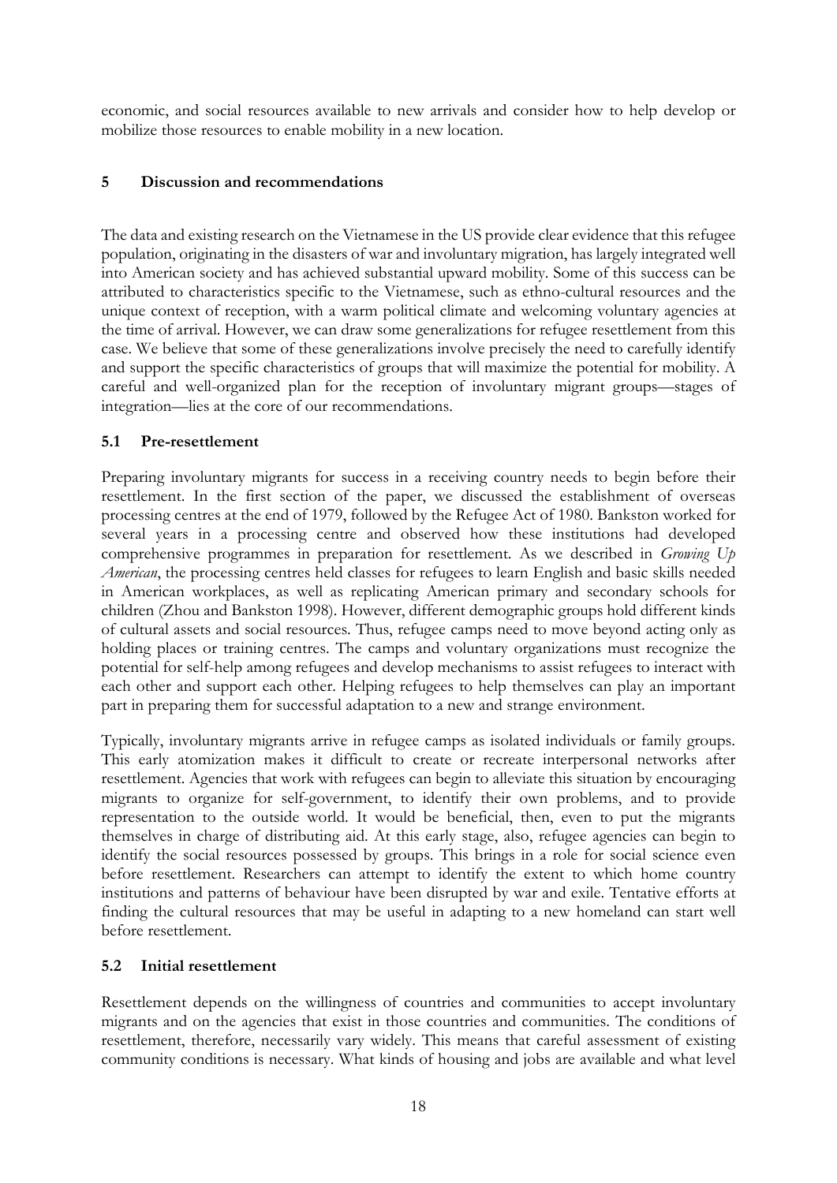economic, and social resources available to new arrivals and consider how to help develop or mobilize those resources to enable mobility in a new location.

## 5 Discussion and recommendations

The data and existing research on the Vietnamese in the US provide clear evidence that this refugee population, originating in the disasters of war and involuntary migration, has largely integrated well into American society and has achieved substantial upward mobility. Some of this success can be attributed to characteristics specific to the Vietnamese, such as ethno-cultural resources and the unique context of reception, with a warm political climate and welcoming voluntary agencies at the time of arrival. However, we can draw some generalizations for refugee resettlement from this case. We believe that some of these generalizations involve precisely the need to carefully identify and support the specific characteristics of groups that will maximize the potential for mobility. A careful and well-organized plan for the reception of involuntary migrant groups—stages of integration—lies at the core of our recommendations.

### 5.1 Pre-resettlement

Preparing involuntary migrants for success in a receiving country needs to begin before their resettlement. In the first section of the paper, we discussed the establishment of overseas processing centres at the end of 1979, followed by the Refugee Act of 1980. Bankston worked for several years in a processing centre and observed how these institutions had developed comprehensive programmes in preparation for resettlement. As we described in *Growing Up American*, the processing centres held classes for refugees to learn English and basic skills needed in American workplaces, as well as replicating American primary and secondary schools for children (Zhou and Bankston 1998). However, different demographic groups hold different kinds of cultural assets and social resources. Thus, refugee camps need to move beyond acting only as holding places or training centres. The camps and voluntary organizations must recognize the potential for self-help among refugees and develop mechanisms to assist refugees to interact with each other and support each other. Helping refugees to help themselves can play an important part in preparing them for successful adaptation to a new and strange environment.

Typically, involuntary migrants arrive in refugee camps as isolated individuals or family groups. This early atomization makes it difficult to create or recreate interpersonal networks after resettlement. Agencies that work with refugees can begin to alleviate this situation by encouraging migrants to organize for self-government, to identify their own problems, and to provide representation to the outside world. It would be beneficial, then, even to put the migrants themselves in charge of distributing aid. At this early stage, also, refugee agencies can begin to identify the social resources possessed by groups. This brings in a role for social science even before resettlement. Researchers can attempt to identify the extent to which home country institutions and patterns of behaviour have been disrupted by war and exile. Tentative efforts at finding the cultural resources that may be useful in adapting to a new homeland can start well before resettlement.

### 5.2 Initial resettlement

Resettlement depends on the willingness of countries and communities to accept involuntary migrants and on the agencies that exist in those countries and communities. The conditions of resettlement, therefore, necessarily vary widely. This means that careful assessment of existing community conditions is necessary. What kinds of housing and jobs are available and what level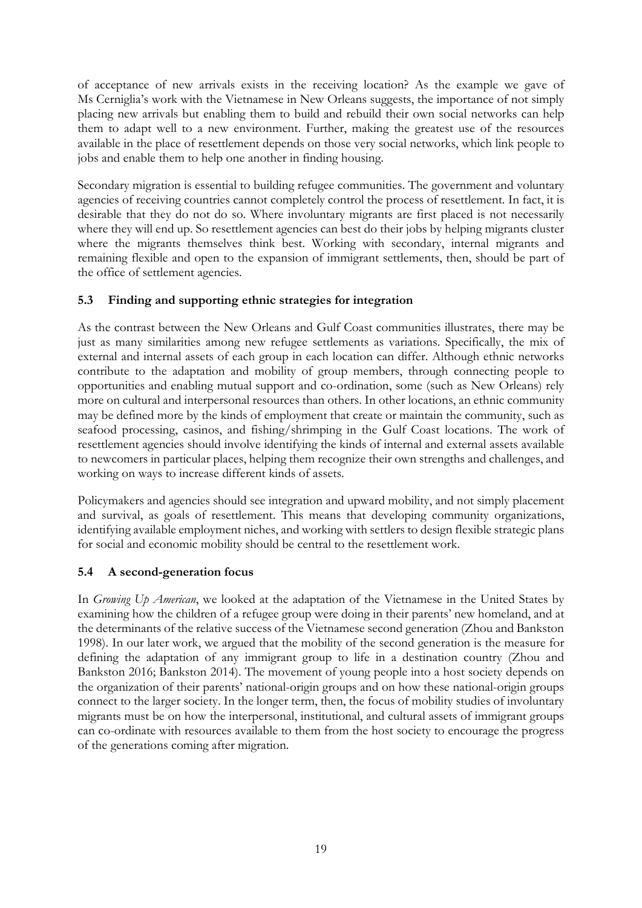of acceptance of new arrivals exists in the receiving location? As the example we gave of Ms Cerniglia's work with the Vietnamese in New Orleans suggests, the importance of not simply placing new arrivals but enabling them to build and rebuild their own social networks can help them to adapt well to a new environment. Further, making the greatest use of the resources available in the place of resettlement depends on those very social networks, which link people to jobs and enable them to help one another in finding housing.

Secondary migration is essential to building refugee communities. The government and voluntary agencies of receiving countries cannot completely control the process of resettlement. In fact, it is desirable that they do not do so. Where involuntary migrants are first placed is not necessarily where they will end up. So resettlement agencies can best do their jobs by helping migrants cluster where the migrants themselves think best. Working with secondary, internal migrants and remaining flexible and open to the expansion of immigrant settlements, then, should be part of the office of settlement agencies.

### 5.3 Finding and supporting ethnic strategies for integration

As the contrast between the New Orleans and Gulf Coast communities illustrates, there may be just as many similarities among new refugee settlements as variations. Specifically, the mix of external and internal assets of each group in each location can differ. Although ethnic networks contribute to the adaptation and mobility of group members, through connecting people to opportunities and enabling mutual support and co-ordination, some (such as New Orleans) rely more on cultural and interpersonal resources than others. In other locations, an ethnic community may be defined more by the kinds of employment that create or maintain the community, such as seafood processing, casinos, and fishing/shrimping in the Gulf Coast locations. The work of resettlement agencies should involve identifying the kinds of internal and external assets available to newcomers in particular places, helping them recognize their own strengths and challenges, and working on ways to increase different kinds of assets.

Policymakers and agencies should see integration and upward mobility, and not simply placement and survival, as goals of resettlement. This means that developing community organizations, identifying available employment niches, and working with settlers to design flexible strategic plans for social and economic mobility should be central to the resettlement work.

### 5.4 A second-generation focus

In *Growing Up American*, we looked at the adaptation of the Vietnamese in the United States by examining how the children of a refugee group were doing in their parents' new homeland, and at the determinants of the relative success of the Vietnamese second generation (Zhou and Bankston 1998). In our later work, we argued that the mobility of the second generation is the measure for defining the adaptation of any immigrant group to life in a destination country (Zhou and Bankston 2016; Bankston 2014). The movement of young people into a host society depends on the organization of their parents' national-origin groups and on how these national-origin groups connect to the larger society. In the longer term, then, the focus of mobility studies of involuntary migrants must be on how the interpersonal, institutional, and cultural assets of immigrant groups can co-ordinate with resources available to them from the host society to encourage the progress of the generations coming after migration.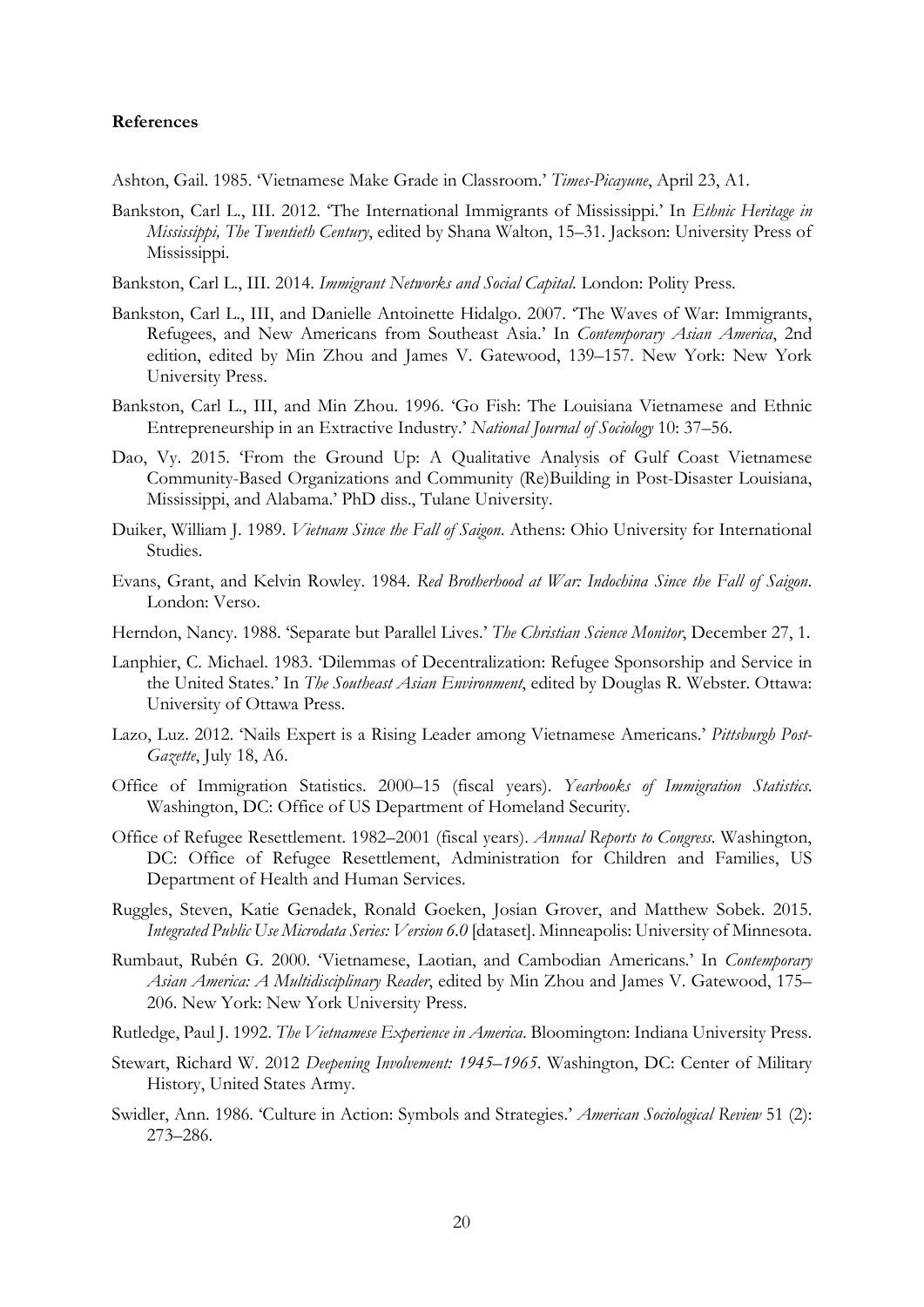**References**

Ashton, Gail. 1985. 'Vietnamese Make Grade in Classroom.' *Times-Picayune*, April 23, A1.

Bankston, Carl L., III. 2012. 'The International Immigrants of Mississippi.' In *Ethnic Heritage in Mississippi, The Twentieth Century*, edited by Shana Walton, 15–31. Jackson: University Press of Mississippi.

Bankston, Carl L., III. 2014. *Immigrant Networks and Social Capital*. London: Polity Press.

Bankston, Carl L., III, and Danielle Antoinette Hidalgo. 2007. 'The Waves of War: Immigrants, Refugees, and New Americans from Southeast Asia.' In *Contemporary Asian America*, 2nd edition, edited by Min Zhou and James V. Gatewood, 139–157. New York: New York University Press.

Bankston, Carl L., III, and Min Zhou. 1996. 'Go Fish: The Louisiana Vietnamese and Ethnic Entrepreneurship in an Extractive Industry.' *National Journal of Sociology* 10: 37–56.

Dao, Vy. 2015. 'From the Ground Up: A Qualitative Analysis of Gulf Coast Vietnamese Community-Based Organizations and Community (Re)Building in Post-Disaster Louisiana, Mississippi, and Alabama.' PhD diss., Tulane University.

Duiker, William J. 1989. *Vietnam Since the Fall of Saigon*. Athens: Ohio University for International Studies.

Evans, Grant, and Kelvin Rowley. 1984. *Red Brotherhood at War: Indochina Since the Fall of Saigon*. London: Verso.

Herndon, Nancy. 1988. 'Separate but Parallel Lives.' *The Christian Science Monitor*, December 27, 1.

Lanphier, C. Michael. 1983. 'Dilemmas of Decentralization: Refugee Sponsorship and Service in the United States.' In *The Southeast Asian Environment*, edited by Douglas R. Webster. Ottawa: University of Ottawa Press.

Lazo, Luz. 2012. 'Nails Expert is a Rising Leader among Vietnamese Americans.' *Pittsburgh Post-Gazette*, July 18, A6.

Office of Immigration Statistics. 2000–15 (fiscal years). *Yearbooks of Immigration Statistics*. Washington, DC: Office of US Department of Homeland Security.

Office of Refugee Resettlement. 1982–2001 (fiscal years). *Annual Reports to Congress*. Washington, DC: Office of Refugee Resettlement, Administration for Children and Families, US Department of Health and Human Services.

Ruggles, Steven, Katie Genadek, Ronald Goeken, Josian Grover, and Matthew Sobek. 2015. *Integrated Public Use Microdata Series: Version 6.0* [dataset]. Minneapolis: University of Minnesota.

Rumbaut, Rubén G. 2000. 'Vietnamese, Laotian, and Cambodian Americans.' In *Contemporary Asian America: A Multidisciplinary Reader*, edited by Min Zhou and James V. Gatewood, 175–206. New York: New York University Press.

Rutledge, Paul J. 1992. *The Vietnamese Experience in America*. Bloomington: Indiana University Press.

Stewart, Richard W. 2012 *Deepening Involvement: 1945–1965*. Washington, DC: Center of Military History, United States Army.

Swidler, Ann. 1986. 'Culture in Action: Symbols and Strategies.' *American Sociological Review* 51 (2): 273–286.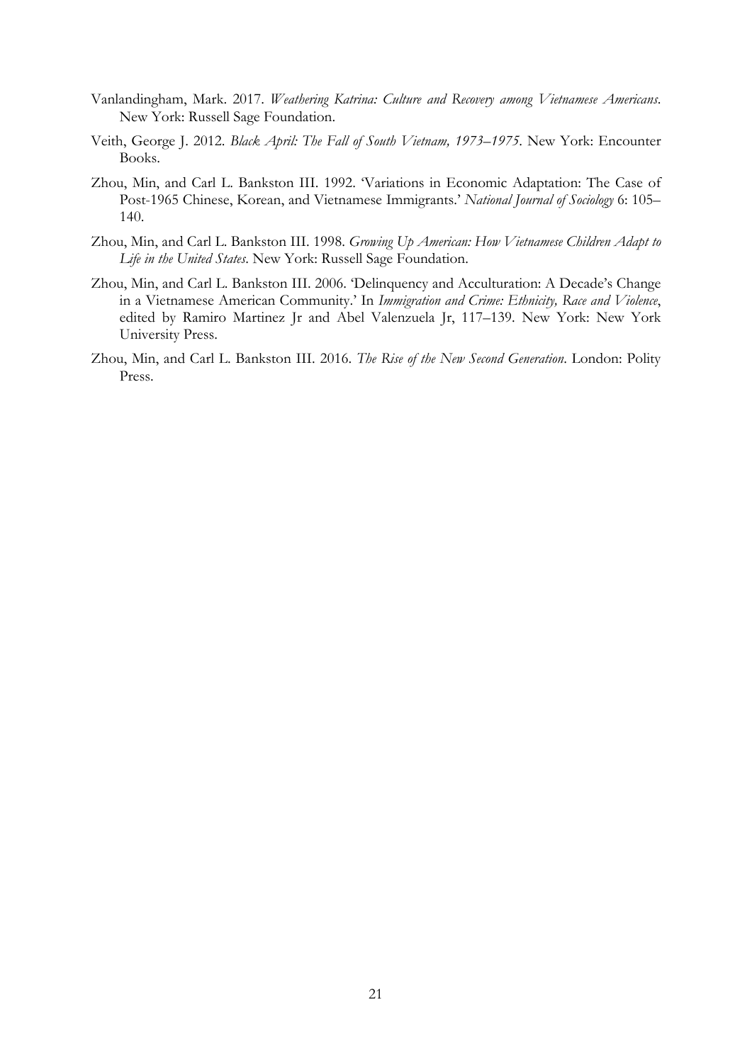Vanlandingham, Mark. 2017. *Weathering Katrina: Culture and Recovery among Vietnamese Americans*. New York: Russell Sage Foundation.

Veith, George J. 2012. *Black April: The Fall of South Vietnam, 1973–1975*. New York: Encounter Books.

Zhou, Min, and Carl L. Bankston III. 1992. 'Variations in Economic Adaptation: The Case of Post-1965 Chinese, Korean, and Vietnamese Immigrants.' *National Journal of Sociology* 6: 105–140.

Zhou, Min, and Carl L. Bankston III. 1998. *Growing Up American: How Vietnamese Children Adapt to Life in the United States*. New York: Russell Sage Foundation.

Zhou, Min, and Carl L. Bankston III. 2006. 'Delinquency and Acculturation: A Decade's Change in a Vietnamese American Community.' In *Immigration and Crime: Ethnicity, Race and Violence*, edited by Ramiro Martinez Jr and Abel Valenzuela Jr, 117–139. New York: New York University Press.

Zhou, Min, and Carl L. Bankston III. 2016. *The Rise of the New Second Generation*. London: Polity Press.